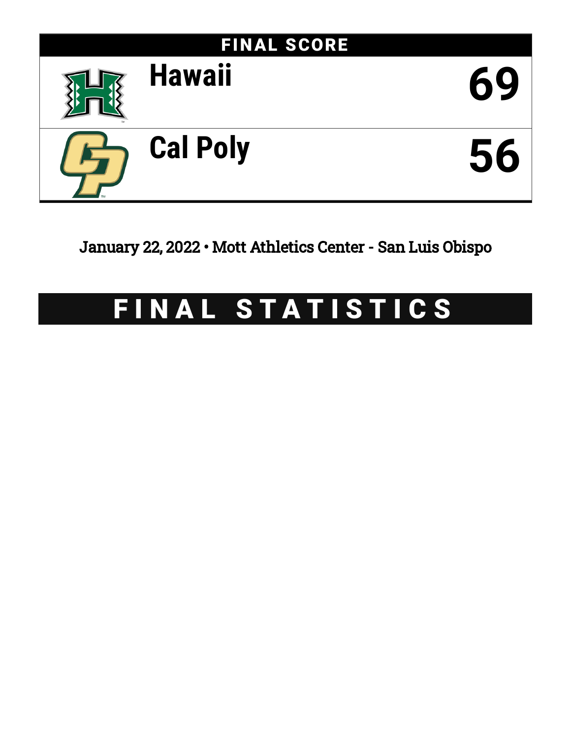## FINAL SCORE

| Team | Score |
|---|---|
| Hawaii | 69 |
| Cal Poly | 56 |

January 22, 2022 • Mott Athletics Center - San Luis Obispo

# FINAL STATISTICS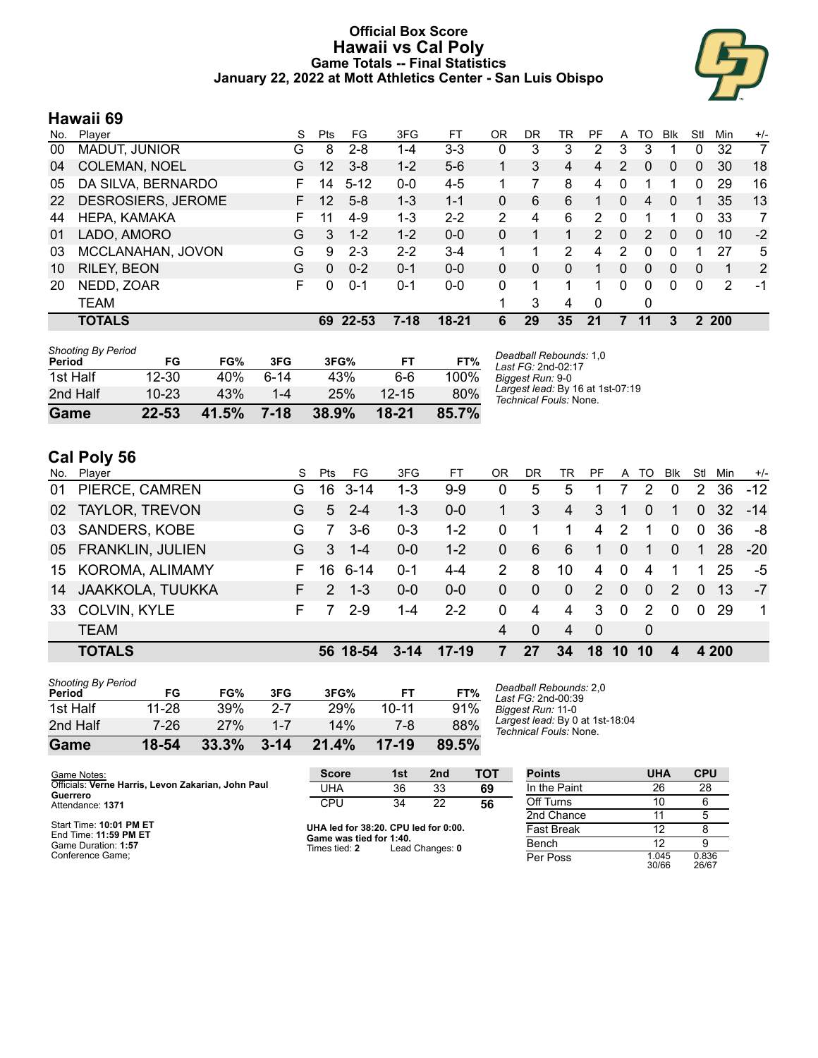# Official Box Score
## Hawaii vs Cal Poly
### Game Totals -- Final Statistics
### January 22, 2022 at Mott Athletics Center - San Luis Obispo

## Hawaii 69

| No. | Player | S | Pts | FG | 3FG | FT | OR | DR | TR | PF | A | TO | Blk | Stl | Min | +/- |
|---|---|---|---|---|---|---|---|---|---|---|---|---|---|---|---|---|
| 00 | MADUT, JUNIOR | G | 8 | 2-8 | 1-4 | 3-3 | 0 | 3 | 3 | 2 | 3 | 3 | 1 | 0 | 32 | 7 |
| 04 | COLEMAN, NOEL | G | 12 | 3-8 | 1-2 | 5-6 | 1 | 3 | 4 | 4 | 2 | 0 | 0 | 0 | 30 | 18 |
| 05 | DA SILVA, BERNARDO | F | 14 | 5-12 | 0-0 | 4-5 | 1 | 7 | 8 | 4 | 0 | 1 | 1 | 0 | 29 | 16 |
| 22 | DESROSIERS, JEROME | F | 12 | 5-8 | 1-3 | 1-1 | 0 | 6 | 6 | 1 | 0 | 4 | 0 | 1 | 35 | 13 |
| 44 | HEPA, KAMAKA | F | 11 | 4-9 | 1-3 | 2-2 | 2 | 4 | 6 | 2 | 0 | 1 | 1 | 0 | 33 | 7 |
| 01 | LADO, AMORO | G | 3 | 1-2 | 1-2 | 0-0 | 0 | 1 | 1 | 2 | 0 | 2 | 0 | 0 | 10 | -2 |
| 03 | MCCLANAHAN, JOVON | G | 9 | 2-3 | 2-2 | 3-4 | 1 | 1 | 2 | 4 | 2 | 0 | 0 | 1 | 27 | 5 |
| 10 | RILEY, BEON | G | 0 | 0-2 | 0-1 | 0-0 | 0 | 0 | 0 | 1 | 0 | 0 | 0 | 0 | 1 | 2 |
| 20 | NEDD, ZOAR | F | 0 | 0-1 | 0-1 | 0-0 | 0 | 1 | 1 | 1 | 0 | 0 | 0 | 0 | 2 | -1 |
| | TEAM | | | | | | 1 | 3 | 4 | 0 | | 0 | | | | |
| | **TOTALS** | | **69** | **22-53** | **7-18** | **18-21** | **6** | **29** | **35** | **21** | **7** | **11** | **3** | **2** | **200** | |

| Shooting By Period<br>Period | FG | FG% | 3FG | 3FG% | FT | FT% |
|---|---|---|---|---|---|---|
| 1st Half | 12-30 | 40% | 6-14 | 43% | 6-6 | 100% |
| 2nd Half | 10-23 | 43% | 1-4 | 25% | 12-15 | 80% |
| **Game** | **22-53** | **41.5%** | **7-18** | **38.9%** | **18-21** | **85.7%** |

*Deadball Rebounds:* 1,0
*Last FG:* 2nd-02:17
*Biggest Run:* 9-0
*Largest lead:* By 16 at 1st-07:19
*Technical Fouls:* None.

## Cal Poly 56

| No. | Player | S | Pts | FG | 3FG | FT | OR | DR | TR | PF | A | TO | Blk | Stl | Min | +/- |
|---|---|---|---|---|---|---|---|---|---|---|---|---|---|---|---|---|
| 01 | PIERCE, CAMREN | G | 16 | 3-14 | 1-3 | 9-9 | 0 | 5 | 5 | 1 | 7 | 2 | 0 | 2 | 36 | -12 |
| 02 | TAYLOR, TREVON | G | 5 | 2-4 | 1-3 | 0-0 | 1 | 3 | 4 | 3 | 1 | 0 | 1 | 0 | 32 | -14 |
| 03 | SANDERS, KOBE | G | 7 | 3-6 | 0-3 | 1-2 | 0 | 1 | 1 | 4 | 2 | 1 | 0 | 0 | 36 | -8 |
| 05 | FRANKLIN, JULIEN | G | 3 | 1-4 | 0-0 | 1-2 | 0 | 6 | 6 | 1 | 0 | 1 | 0 | 1 | 28 | -20 |
| 15 | KOROMA, ALIMAMY | F | 16 | 6-14 | 0-1 | 4-4 | 2 | 8 | 10 | 4 | 0 | 4 | 1 | 1 | 25 | -5 |
| 14 | JAAKKOLA, TUUKKA | F | 2 | 1-3 | 0-0 | 0-0 | 0 | 0 | 0 | 2 | 0 | 0 | 2 | 0 | 13 | -7 |
| 33 | COLVIN, KYLE | F | 7 | 2-9 | 1-4 | 2-2 | 0 | 4 | 4 | 3 | 0 | 2 | 0 | 0 | 29 | 1 |
| | TEAM | | | | | | 4 | 0 | 4 | 0 | | 0 | | | | |
| | **TOTALS** | | **56** | **18-54** | **3-14** | **17-19** | **7** | **27** | **34** | **18** | **10** | **10** | **4** | **4** | **200** | |

| Shooting By Period<br>Period | FG | FG% | 3FG | 3FG% | FT | FT% |
|---|---|---|---|---|---|---|
| 1st Half | 11-28 | 39% | 2-7 | 29% | 10-11 | 91% |
| 2nd Half | 7-26 | 27% | 1-7 | 14% | 7-8 | 88% |
| **Game** | **18-54** | **33.3%** | **3-14** | **21.4%** | **17-19** | **89.5%** |

*Deadball Rebounds:* 2,0
*Last FG:* 2nd-00:39
*Biggest Run:* 11-0
*Largest lead:* By 0 at 1st-18:04
*Technical Fouls:* None.

Game Notes:
Officials: **Verne Harris, Levon Zakarian, John Paul Guerrero**
Attendance: **1371**

Start Time: **10:01 PM ET**
End Time: **11:59 PM ET**
Game Duration: **1:57**
Conference Game;

| Score | 1st | 2nd | TOT |
|---|---|---|---|
| UHA | 36 | 33 | **69** |
| CPU | 34 | 22 | **56** |

**UHA led for 38:20. CPU led for 0:00.**
**Game was tied for 1:40.**
Times tied: **2** Lead Changes: **0**

| Points | UHA | CPU |
|---|---|---|
| In the Paint | 26 | 28 |
| Off Turns | 10 | 6 |
| 2nd Chance | 11 | 5 |
| Fast Break | 12 | 8 |
| Bench | 12 | 9 |
| Per Poss | 1.045<br>30/66 | 0.836<br>26/67 |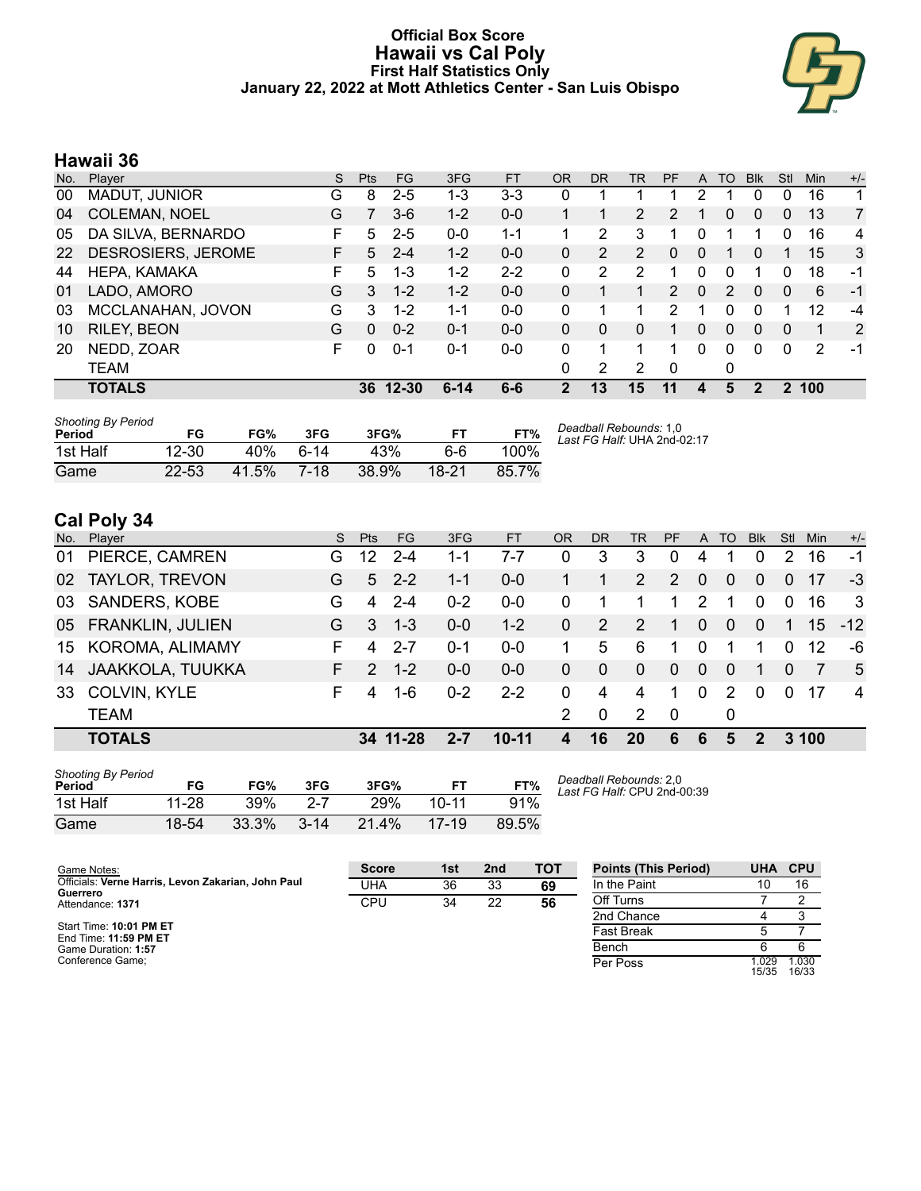# Official Box Score
## Hawaii vs Cal Poly
### First Half Statistics Only
### January 22, 2022 at Mott Athletics Center - San Luis Obispo

## Hawaii 36

| No. | Player | S | Pts | FG | 3FG | FT | OR | DR | TR | PF | A | TO | Blk | Stl | Min | +/- |
|---|---|---|---|---|---|---|---|---|---|---|---|---|---|---|---|---|
| 00 | MADUT, JUNIOR | G | 8 | 2-5 | 1-3 | 3-3 | 0 | 1 | 1 | 1 | 2 | 1 | 0 | 0 | 16 | 1 |
| 04 | COLEMAN, NOEL | G | 7 | 3-6 | 1-2 | 0-0 | 1 | 1 | 2 | 2 | 1 | 0 | 0 | 0 | 13 | 7 |
| 05 | DA SILVA, BERNARDO | F | 5 | 2-5 | 0-0 | 1-1 | 1 | 2 | 3 | 1 | 0 | 1 | 1 | 0 | 16 | 4 |
| 22 | DESROSIERS, JEROME | F | 5 | 2-4 | 1-2 | 0-0 | 0 | 2 | 2 | 0 | 0 | 1 | 0 | 1 | 15 | 3 |
| 44 | HEPA, KAMAKA | F | 5 | 1-3 | 1-2 | 2-2 | 0 | 2 | 2 | 1 | 0 | 0 | 1 | 0 | 18 | -1 |
| 01 | LADO, AMORO | G | 3 | 1-2 | 1-2 | 0-0 | 0 | 1 | 1 | 2 | 0 | 2 | 0 | 0 | 6 | -1 |
| 03 | MCCLANAHAN, JOVON | G | 3 | 1-2 | 1-1 | 0-0 | 0 | 1 | 1 | 2 | 1 | 0 | 0 | 1 | 12 | -4 |
| 10 | RILEY, BEON | G | 0 | 0-2 | 0-1 | 0-0 | 0 | 0 | 0 | 1 | 0 | 0 | 0 | 0 | 1 | 2 |
| 20 | NEDD, ZOAR | F | 0 | 0-1 | 0-1 | 0-0 | 0 | 1 | 1 | 1 | 0 | 0 | 0 | 0 | 2 | -1 |
| | TEAM | | | | | | 0 | 2 | 2 | 0 | | 0 | | | | |
| | **TOTALS** | | **36** | **12-30** | **6-14** | **6-6** | **2** | **13** | **15** | **11** | **4** | **5** | **2** | **2** | **100** | |

*Shooting By Period*

| Period | FG | FG% | 3FG | 3FG% | FT | FT% |
|---|---|---|---|---|---|---|
| 1st Half | 12-30 | 40% | 6-14 | 43% | 6-6 | 100% |
| Game | 22-53 | 41.5% | 7-18 | 38.9% | 18-21 | 85.7% |

*Deadball Rebounds:* 1,0
*Last FG Half:* UHA 2nd-02:17

## Cal Poly 34

| No. | Player | S | Pts | FG | 3FG | FT | OR | DR | TR | PF | A | TO | Blk | Stl | Min | +/- |
|---|---|---|---|---|---|---|---|---|---|---|---|---|---|---|---|---|
| 01 | PIERCE, CAMREN | G | 12 | 2-4 | 1-1 | 7-7 | 0 | 3 | 3 | 0 | 4 | 1 | 0 | 2 | 16 | -1 |
| 02 | TAYLOR, TREVON | G | 5 | 2-2 | 1-1 | 0-0 | 1 | 1 | 2 | 2 | 0 | 0 | 0 | 0 | 17 | -3 |
| 03 | SANDERS, KOBE | G | 4 | 2-4 | 0-2 | 0-0 | 0 | 1 | 1 | 1 | 2 | 1 | 0 | 0 | 16 | 3 |
| 05 | FRANKLIN, JULIEN | G | 3 | 1-3 | 0-0 | 1-2 | 0 | 2 | 2 | 1 | 0 | 0 | 0 | 1 | 15 | -12 |
| 15 | KOROMA, ALIMAMY | F | 4 | 2-7 | 0-1 | 0-0 | 1 | 5 | 6 | 1 | 0 | 1 | 1 | 0 | 12 | -6 |
| 14 | JAAKKOLA, TUUKKA | F | 2 | 1-2 | 0-0 | 0-0 | 0 | 0 | 0 | 0 | 0 | 0 | 1 | 0 | 7 | 5 |
| 33 | COLVIN, KYLE | F | 4 | 1-6 | 0-2 | 2-2 | 0 | 4 | 4 | 1 | 0 | 2 | 0 | 0 | 17 | 4 |
| | TEAM | | | | | | 2 | 0 | 2 | 0 | | 0 | | | | |
| | **TOTALS** | | **34** | **11-28** | **2-7** | **10-11** | **4** | **16** | **20** | **6** | **6** | **5** | **2** | **3** | **100** | |

*Shooting By Period*

| Period | FG | FG% | 3FG | 3FG% | FT | FT% |
|---|---|---|---|---|---|---|
| 1st Half | 11-28 | 39% | 2-7 | 29% | 10-11 | 91% |
| Game | 18-54 | 33.3% | 3-14 | 21.4% | 17-19 | 89.5% |

*Deadball Rebounds:* 2,0
*Last FG Half:* CPU 2nd-00:39

Game Notes:
Officials: **Verne Harris, Levon Zakarian, John Paul Guerrero**
Attendance: **1371**

Start Time: **10:01 PM ET**
End Time: **11:59 PM ET**
Game Duration: **1:57**
Conference Game;

| Score | 1st | 2nd | TOT |
|---|---|---|---|
| UHA | 36 | 33 | **69** |
| CPU | 34 | 22 | **56** |

| Points (This Period) | UHA | CPU |
|---|---|---|
| In the Paint | 10 | 16 |
| Off Turns | 7 | 2 |
| 2nd Chance | 4 | 3 |
| Fast Break | 5 | 7 |
| Bench | 6 | 6 |
| Per Poss | 1.029 15/35 | 1.030 16/33 |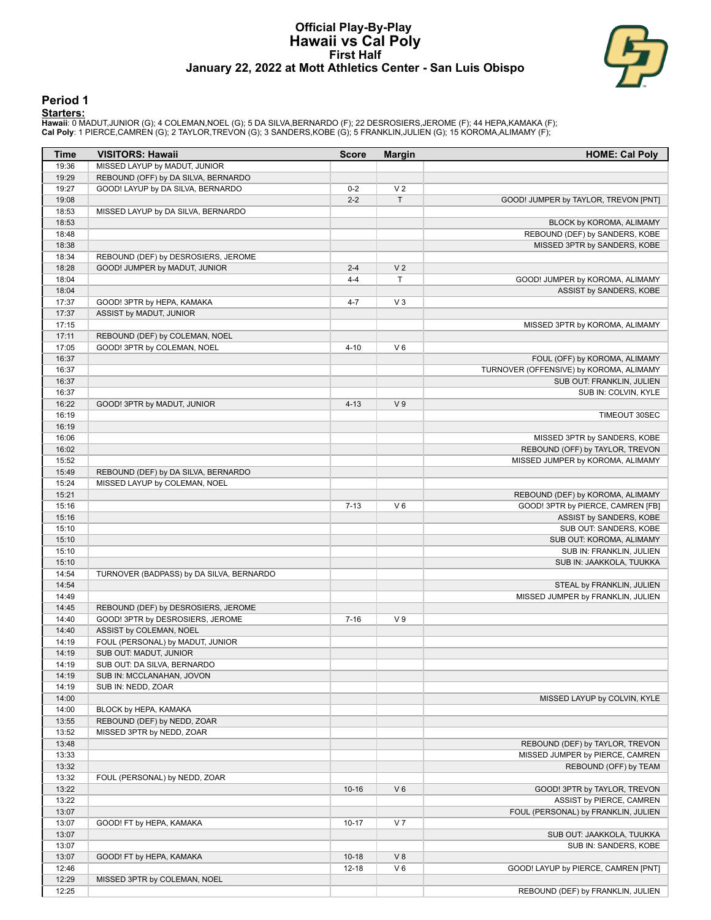# Official Play-By-Play
## Hawaii vs Cal Poly
### First Half
### January 22, 2022 at Mott Athletics Center - San Luis Obispo

## Period 1

**Starters:**

**Hawaii**: 0 MADUT,JUNIOR (G); 4 COLEMAN,NOEL (G); 5 DA SILVA,BERNARDO (F); 22 DESROSIERS,JEROME (F); 44 HEPA,KAMAKA (F);
**Cal Poly**: 1 PIERCE,CAMREN (G); 2 TAYLOR,TREVON (G); 3 SANDERS,KOBE (G); 5 FRANKLIN,JULIEN (G); 15 KOROMA,ALIMAMY (F);

| Time | VISITORS: Hawaii | Score | Margin | HOME: Cal Poly |
|---|---|---|---|---|
| 19:36 | MISSED LAYUP by MADUT, JUNIOR | | | |
| 19:29 | REBOUND (OFF) by DA SILVA, BERNARDO | | | |
| 19:27 | GOOD! LAYUP by DA SILVA, BERNARDO | 0-2 | V 2 | |
| 19:08 | | 2-2 | T | GOOD! JUMPER by TAYLOR, TREVON [PNT] |
| 18:53 | MISSED LAYUP by DA SILVA, BERNARDO | | | |
| 18:53 | | | | BLOCK by KOROMA, ALIMAMY |
| 18:48 | | | | REBOUND (DEF) by SANDERS, KOBE |
| 18:38 | | | | MISSED 3PTR by SANDERS, KOBE |
| 18:34 | REBOUND (DEF) by DESROSIERS, JEROME | | | |
| 18:28 | GOOD! JUMPER by MADUT, JUNIOR | 2-4 | V 2 | |
| 18:04 | | 4-4 | T | GOOD! JUMPER by KOROMA, ALIMAMY |
| 18:04 | | | | ASSIST by SANDERS, KOBE |
| 17:37 | GOOD! 3PTR by HEPA, KAMAKA | 4-7 | V 3 | |
| 17:37 | ASSIST by MADUT, JUNIOR | | | |
| 17:15 | | | | MISSED 3PTR by KOROMA, ALIMAMY |
| 17:11 | REBOUND (DEF) by COLEMAN, NOEL | | | |
| 17:05 | GOOD! 3PTR by COLEMAN, NOEL | 4-10 | V 6 | |
| 16:37 | | | | FOUL (OFF) by KOROMA, ALIMAMY |
| 16:37 | | | | TURNOVER (OFFENSIVE) by KOROMA, ALIMAMY |
| 16:37 | | | | SUB OUT: FRANKLIN, JULIEN |
| 16:37 | | | | SUB IN: COLVIN, KYLE |
| 16:22 | GOOD! 3PTR by MADUT, JUNIOR | 4-13 | V 9 | |
| 16:19 | | | | TIMEOUT 30SEC |
| 16:19 | | | | |
| 16:06 | | | | MISSED 3PTR by SANDERS, KOBE |
| 16:02 | | | | REBOUND (OFF) by TAYLOR, TREVON |
| 15:52 | | | | MISSED JUMPER by KOROMA, ALIMAMY |
| 15:49 | REBOUND (DEF) by DA SILVA, BERNARDO | | | |
| 15:24 | MISSED LAYUP by COLEMAN, NOEL | | | |
| 15:21 | | | | REBOUND (DEF) by KOROMA, ALIMAMY |
| 15:16 | | 7-13 | V 6 | GOOD! 3PTR by PIERCE, CAMREN [FB] |
| 15:16 | | | | ASSIST by SANDERS, KOBE |
| 15:10 | | | | SUB OUT: SANDERS, KOBE |
| 15:10 | | | | SUB OUT: KOROMA, ALIMAMY |
| 15:10 | | | | SUB IN: FRANKLIN, JULIEN |
| 15:10 | | | | SUB IN: JAAKKOLA, TUUKKA |
| 14:54 | TURNOVER (BADPASS) by DA SILVA, BERNARDO | | | |
| 14:54 | | | | STEAL by FRANKLIN, JULIEN |
| 14:49 | | | | MISSED JUMPER by FRANKLIN, JULIEN |
| 14:45 | REBOUND (DEF) by DESROSIERS, JEROME | | | |
| 14:40 | GOOD! 3PTR by DESROSIERS, JEROME | 7-16 | V 9 | |
| 14:40 | ASSIST by COLEMAN, NOEL | | | |
| 14:19 | FOUL (PERSONAL) by MADUT, JUNIOR | | | |
| 14:19 | SUB OUT: MADUT, JUNIOR | | | |
| 14:19 | SUB OUT: DA SILVA, BERNARDO | | | |
| 14:19 | SUB IN: MCCLANAHAN, JOVON | | | |
| 14:19 | SUB IN: NEDD, ZOAR | | | |
| 14:00 | | | | MISSED LAYUP by COLVIN, KYLE |
| 14:00 | BLOCK by HEPA, KAMAKA | | | |
| 13:55 | REBOUND (DEF) by NEDD, ZOAR | | | |
| 13:52 | MISSED 3PTR by NEDD, ZOAR | | | |
| 13:48 | | | | REBOUND (DEF) by TAYLOR, TREVON |
| 13:33 | | | | MISSED JUMPER by PIERCE, CAMREN |
| 13:32 | | | | REBOUND (OFF) by TEAM |
| 13:32 | FOUL (PERSONAL) by NEDD, ZOAR | | | |
| 13:22 | | 10-16 | V 6 | GOOD! 3PTR by TAYLOR, TREVON |
| 13:22 | | | | ASSIST by PIERCE, CAMREN |
| 13:07 | | | | FOUL (PERSONAL) by FRANKLIN, JULIEN |
| 13:07 | GOOD! FT by HEPA, KAMAKA | 10-17 | V 7 | |
| 13:07 | | | | SUB OUT: JAAKKOLA, TUUKKA |
| 13:07 | | | | SUB IN: SANDERS, KOBE |
| 13:07 | GOOD! FT by HEPA, KAMAKA | 10-18 | V 8 | |
| 12:46 | | 12-18 | V 6 | GOOD! LAYUP by PIERCE, CAMREN [PNT] |
| 12:29 | MISSED 3PTR by COLEMAN, NOEL | | | |
| 12:25 | | | | REBOUND (DEF) by FRANKLIN, JULIEN |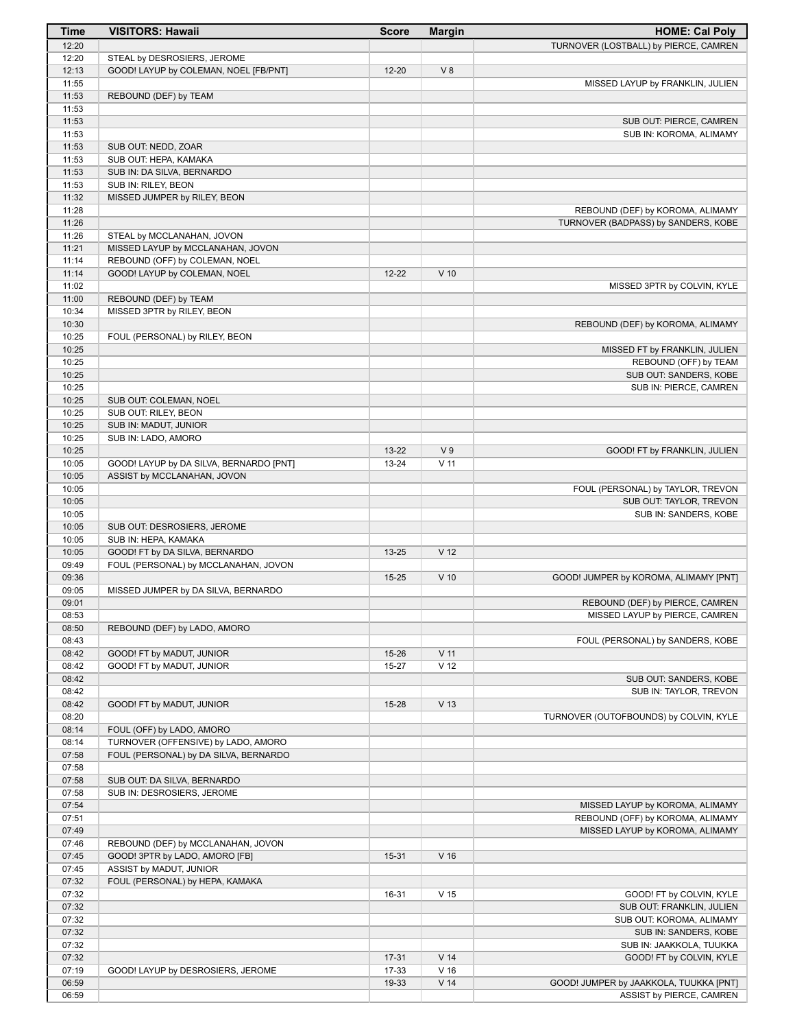| Time | VISITORS: Hawaii | Score | Margin | HOME: Cal Poly |
|---|---|---|---|---|
| 12:20 | | | | TURNOVER (LOSTBALL) by PIERCE, CAMREN |
| 12:20 | STEAL by DESROSIERS, JEROME | | | |
| 12:13 | GOOD! LAYUP by COLEMAN, NOEL [FB/PNT] | 12-20 | V 8 | |
| 11:55 | | | | MISSED LAYUP by FRANKLIN, JULIEN |
| 11:53 | REBOUND (DEF) by TEAM | | | |
| 11:53 | | | | |
| 11:53 | | | | SUB OUT: PIERCE, CAMREN |
| 11:53 | | | | SUB IN: KOROMA, ALIMAMY |
| 11:53 | SUB OUT: NEDD, ZOAR | | | |
| 11:53 | SUB OUT: HEPA, KAMAKA | | | |
| 11:53 | SUB IN: DA SILVA, BERNARDO | | | |
| 11:53 | SUB IN: RILEY, BEON | | | |
| 11:32 | MISSED JUMPER by RILEY, BEON | | | |
| 11:28 | | | | REBOUND (DEF) by KOROMA, ALIMAMY |
| 11:26 | | | | TURNOVER (BADPASS) by SANDERS, KOBE |
| 11:26 | STEAL by MCCLANAHAN, JOVON | | | |
| 11:21 | MISSED LAYUP by MCCLANAHAN, JOVON | | | |
| 11:14 | REBOUND (OFF) by COLEMAN, NOEL | | | |
| 11:14 | GOOD! LAYUP by COLEMAN, NOEL | 12-22 | V 10 | |
| 11:02 | | | | MISSED 3PTR by COLVIN, KYLE |
| 11:00 | REBOUND (DEF) by TEAM | | | |
| 10:34 | MISSED 3PTR by RILEY, BEON | | | |
| 10:30 | | | | REBOUND (DEF) by KOROMA, ALIMAMY |
| 10:25 | FOUL (PERSONAL) by RILEY, BEON | | | |
| 10:25 | | | | MISSED FT by FRANKLIN, JULIEN |
| 10:25 | | | | REBOUND (OFF) by TEAM |
| 10:25 | | | | SUB OUT: SANDERS, KOBE |
| 10:25 | | | | SUB IN: PIERCE, CAMREN |
| 10:25 | SUB OUT: COLEMAN, NOEL | | | |
| 10:25 | SUB OUT: RILEY, BEON | | | |
| 10:25 | SUB IN: MADUT, JUNIOR | | | |
| 10:25 | SUB IN: LADO, AMORO | | | |
| 10:25 | | 13-22 | V 9 | GOOD! FT by FRANKLIN, JULIEN |
| 10:05 | GOOD! LAYUP by DA SILVA, BERNARDO [PNT] | 13-24 | V 11 | |
| 10:05 | ASSIST by MCCLANAHAN, JOVON | | | |
| 10:05 | | | | FOUL (PERSONAL) by TAYLOR, TREVON |
| 10:05 | | | | SUB OUT: TAYLOR, TREVON |
| 10:05 | | | | SUB IN: SANDERS, KOBE |
| 10:05 | SUB OUT: DESROSIERS, JEROME | | | |
| 10:05 | SUB IN: HEPA, KAMAKA | | | |
| 10:05 | GOOD! FT by DA SILVA, BERNARDO | 13-25 | V 12 | |
| 09:49 | FOUL (PERSONAL) by MCCLANAHAN, JOVON | | | |
| 09:36 | | 15-25 | V 10 | GOOD! JUMPER by KOROMA, ALIMAMY [PNT] |
| 09:05 | MISSED JUMPER by DA SILVA, BERNARDO | | | |
| 09:01 | | | | REBOUND (DEF) by PIERCE, CAMREN |
| 08:53 | | | | MISSED LAYUP by PIERCE, CAMREN |
| 08:50 | REBOUND (DEF) by LADO, AMORO | | | |
| 08:43 | | | | FOUL (PERSONAL) by SANDERS, KOBE |
| 08:42 | GOOD! FT by MADUT, JUNIOR | 15-26 | V 11 | |
| 08:42 | GOOD! FT by MADUT, JUNIOR | 15-27 | V 12 | |
| 08:42 | | | | SUB OUT: SANDERS, KOBE |
| 08:42 | | | | SUB IN: TAYLOR, TREVON |
| 08:42 | GOOD! FT by MADUT, JUNIOR | 15-28 | V 13 | |
| 08:20 | | | | TURNOVER (OUTOFBOUNDS) by COLVIN, KYLE |
| 08:14 | FOUL (OFF) by LADO, AMORO | | | |
| 08:14 | TURNOVER (OFFENSIVE) by LADO, AMORO | | | |
| 07:58 | FOUL (PERSONAL) by DA SILVA, BERNARDO | | | |
| 07:58 | | | | |
| 07:58 | SUB OUT: DA SILVA, BERNARDO | | | |
| 07:58 | SUB IN: DESROSIERS, JEROME | | | |
| 07:54 | | | | MISSED LAYUP by KOROMA, ALIMAMY |
| 07:51 | | | | REBOUND (OFF) by KOROMA, ALIMAMY |
| 07:49 | | | | MISSED LAYUP by KOROMA, ALIMAMY |
| 07:46 | REBOUND (DEF) by MCCLANAHAN, JOVON | | | |
| 07:45 | GOOD! 3PTR by LADO, AMORO [FB] | 15-31 | V 16 | |
| 07:45 | ASSIST by MADUT, JUNIOR | | | |
| 07:32 | FOUL (PERSONAL) by HEPA, KAMAKA | | | |
| 07:32 | | 16-31 | V 15 | GOOD! FT by COLVIN, KYLE |
| 07:32 | | | | SUB OUT: FRANKLIN, JULIEN |
| 07:32 | | | | SUB OUT: KOROMA, ALIMAMY |
| 07:32 | | | | SUB IN: SANDERS, KOBE |
| 07:32 | | | | SUB IN: JAAKKOLA, TUUKKA |
| 07:32 | | 17-31 | V 14 | GOOD! FT by COLVIN, KYLE |
| 07:19 | GOOD! LAYUP by DESROSIERS, JEROME | 17-33 | V 16 | |
| 06:59 | | 19-33 | V 14 | GOOD! JUMPER by JAAKKOLA, TUUKKA [PNT] |
| 06:59 | | | | ASSIST by PIERCE, CAMREN |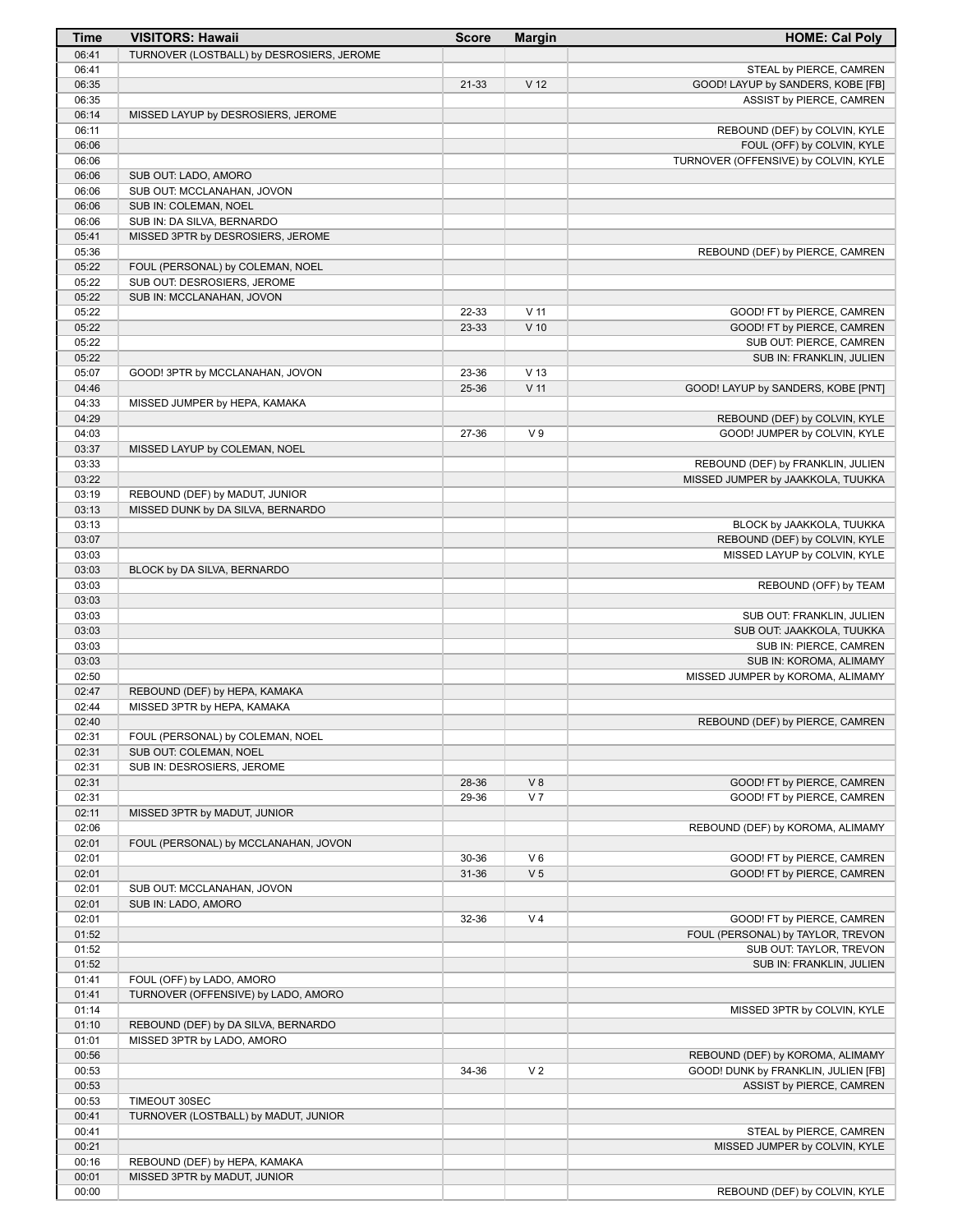| Time | VISITORS: Hawaii | Score | Margin | HOME: Cal Poly |
|---|---|---|---|---|
| 06:41 | TURNOVER (LOSTBALL) by DESROSIERS, JEROME | | | |
| 06:41 | | | | STEAL by PIERCE, CAMREN |
| 06:35 | | 21-33 | V 12 | GOOD! LAYUP by SANDERS, KOBE [FB] |
| 06:35 | | | | ASSIST by PIERCE, CAMREN |
| 06:14 | MISSED LAYUP by DESROSIERS, JEROME | | | |
| 06:11 | | | | REBOUND (DEF) by COLVIN, KYLE |
| 06:06 | | | | FOUL (OFF) by COLVIN, KYLE |
| 06:06 | | | | TURNOVER (OFFENSIVE) by COLVIN, KYLE |
| 06:06 | SUB OUT: LADO, AMORO | | | |
| 06:06 | SUB OUT: MCCLANAHAN, JOVON | | | |
| 06:06 | SUB IN: COLEMAN, NOEL | | | |
| 06:06 | SUB IN: DA SILVA, BERNARDO | | | |
| 05:41 | MISSED 3PTR by DESROSIERS, JEROME | | | |
| 05:36 | | | | REBOUND (DEF) by PIERCE, CAMREN |
| 05:22 | FOUL (PERSONAL) by COLEMAN, NOEL | | | |
| 05:22 | SUB OUT: DESROSIERS, JEROME | | | |
| 05:22 | SUB IN: MCCLANAHAN, JOVON | | | |
| 05:22 | | 22-33 | V 11 | GOOD! FT by PIERCE, CAMREN |
| 05:22 | | 23-33 | V 10 | GOOD! FT by PIERCE, CAMREN |
| 05:22 | | | | SUB OUT: PIERCE, CAMREN |
| 05:22 | | | | SUB IN: FRANKLIN, JULIEN |
| 05:07 | GOOD! 3PTR by MCCLANAHAN, JOVON | 23-36 | V 13 | |
| 04:46 | | 25-36 | V 11 | GOOD! LAYUP by SANDERS, KOBE [PNT] |
| 04:33 | MISSED JUMPER by HEPA, KAMAKA | | | |
| 04:29 | | | | REBOUND (DEF) by COLVIN, KYLE |
| 04:03 | | 27-36 | V 9 | GOOD! JUMPER by COLVIN, KYLE |
| 03:37 | MISSED LAYUP by COLEMAN, NOEL | | | |
| 03:33 | | | | REBOUND (DEF) by FRANKLIN, JULIEN |
| 03:22 | | | | MISSED JUMPER by JAAKKOLA, TUUKKA |
| 03:19 | REBOUND (DEF) by MADUT, JUNIOR | | | |
| 03:13 | MISSED DUNK by DA SILVA, BERNARDO | | | |
| 03:13 | | | | BLOCK by JAAKKOLA, TUUKKA |
| 03:07 | | | | REBOUND (DEF) by COLVIN, KYLE |
| 03:03 | | | | MISSED LAYUP by COLVIN, KYLE |
| 03:03 | BLOCK by DA SILVA, BERNARDO | | | |
| 03:03 | | | | REBOUND (OFF) by TEAM |
| 03:03 | | | | |
| 03:03 | | | | SUB OUT: FRANKLIN, JULIEN |
| 03:03 | | | | SUB OUT: JAAKKOLA, TUUKKA |
| 03:03 | | | | SUB IN: PIERCE, CAMREN |
| 03:03 | | | | SUB IN: KOROMA, ALIMAMY |
| 02:50 | | | | MISSED JUMPER by KOROMA, ALIMAMY |
| 02:47 | REBOUND (DEF) by HEPA, KAMAKA | | | |
| 02:44 | MISSED 3PTR by HEPA, KAMAKA | | | |
| 02:40 | | | | REBOUND (DEF) by PIERCE, CAMREN |
| 02:31 | FOUL (PERSONAL) by COLEMAN, NOEL | | | |
| 02:31 | SUB OUT: COLEMAN, NOEL | | | |
| 02:31 | SUB IN: DESROSIERS, JEROME | | | |
| 02:31 | | 28-36 | V 8 | GOOD! FT by PIERCE, CAMREN |
| 02:31 | | 29-36 | V 7 | GOOD! FT by PIERCE, CAMREN |
| 02:11 | MISSED 3PTR by MADUT, JUNIOR | | | |
| 02:06 | | | | REBOUND (DEF) by KOROMA, ALIMAMY |
| 02:01 | FOUL (PERSONAL) by MCCLANAHAN, JOVON | | | |
| 02:01 | | 30-36 | V 6 | GOOD! FT by PIERCE, CAMREN |
| 02:01 | | 31-36 | V 5 | GOOD! FT by PIERCE, CAMREN |
| 02:01 | SUB OUT: MCCLANAHAN, JOVON | | | |
| 02:01 | SUB IN: LADO, AMORO | | | |
| 02:01 | | 32-36 | V 4 | GOOD! FT by PIERCE, CAMREN |
| 01:52 | | | | FOUL (PERSONAL) by TAYLOR, TREVON |
| 01:52 | | | | SUB OUT: TAYLOR, TREVON |
| 01:52 | | | | SUB IN: FRANKLIN, JULIEN |
| 01:41 | FOUL (OFF) by LADO, AMORO | | | |
| 01:41 | TURNOVER (OFFENSIVE) by LADO, AMORO | | | |
| 01:14 | | | | MISSED 3PTR by COLVIN, KYLE |
| 01:10 | REBOUND (DEF) by DA SILVA, BERNARDO | | | |
| 01:01 | MISSED 3PTR by LADO, AMORO | | | |
| 00:56 | | | | REBOUND (DEF) by KOROMA, ALIMAMY |
| 00:53 | | 34-36 | V 2 | GOOD! DUNK by FRANKLIN, JULIEN [FB] |
| 00:53 | | | | ASSIST by PIERCE, CAMREN |
| 00:53 | TIMEOUT 30SEC | | | |
| 00:41 | TURNOVER (LOSTBALL) by MADUT, JUNIOR | | | |
| 00:41 | | | | STEAL by PIERCE, CAMREN |
| 00:21 | | | | MISSED JUMPER by COLVIN, KYLE |
| 00:16 | REBOUND (DEF) by HEPA, KAMAKA | | | |
| 00:01 | MISSED 3PTR by MADUT, JUNIOR | | | |
| 00:00 | | | | REBOUND (DEF) by COLVIN, KYLE |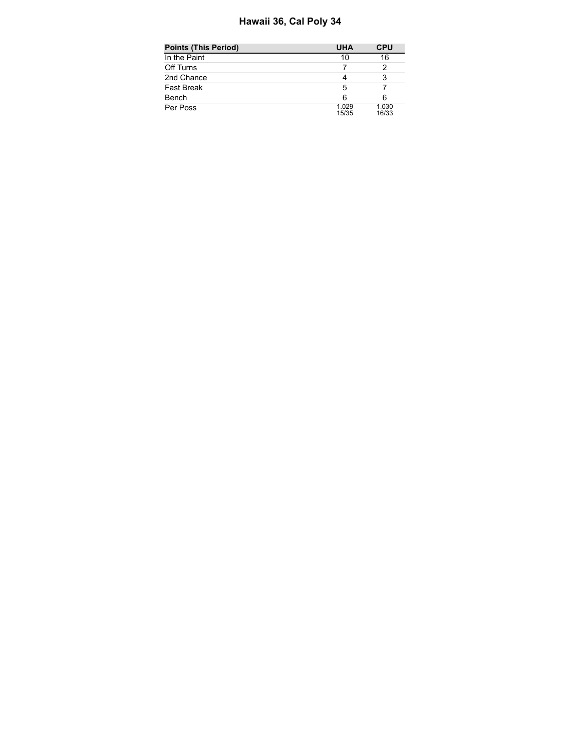# Hawaii 36, Cal Poly 34

| Points (This Period) | UHA | CPU |
|---|---|---|
| In the Paint | 10 | 16 |
| Off Turns | 7 | 2 |
| 2nd Chance | 4 | 3 |
| Fast Break | 5 | 7 |
| Bench | 6 | 6 |
| Per Poss | 1.029 15/35 | 1.030 16/33 |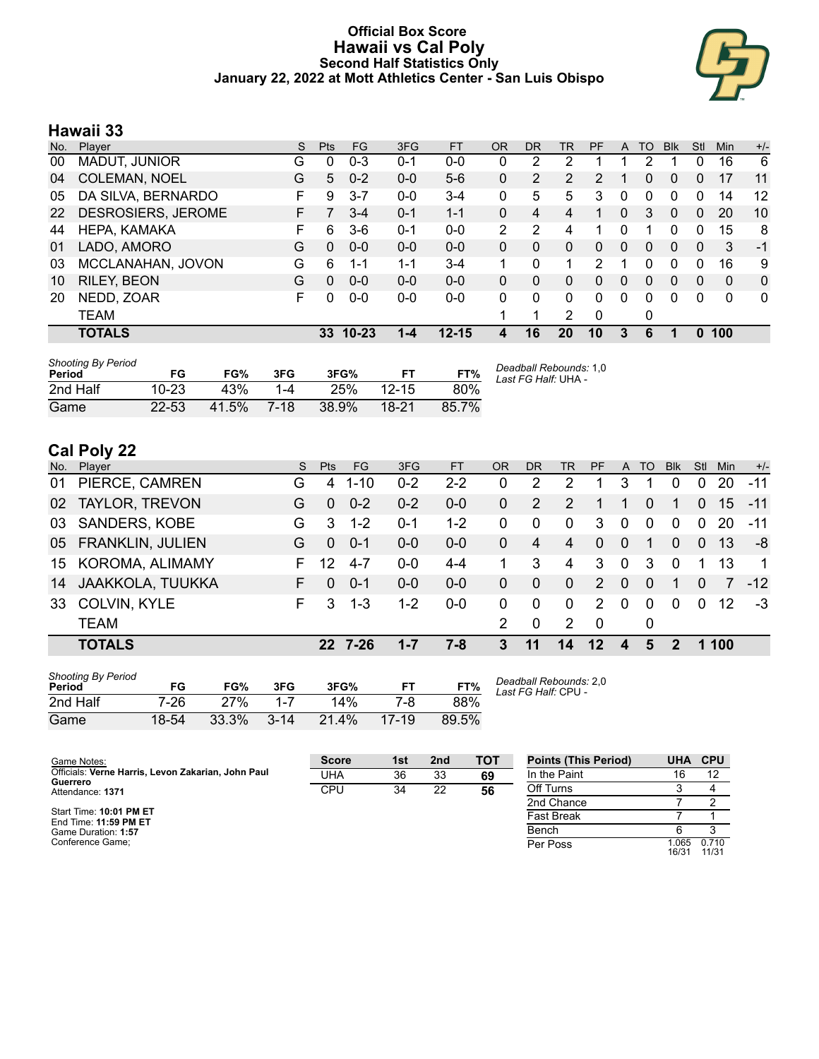# Official Box Score
## Hawaii vs Cal Poly
### Second Half Statistics Only
### January 22, 2022 at Mott Athletics Center - San Luis Obispo

## Hawaii 33

| No. | Player | S | Pts | FG | 3FG | FT | OR | DR | TR | PF | A | TO | Blk | Stl | Min | +/- |
|---|---|---|---|---|---|---|---|---|---|---|---|---|---|---|---|---|
| 00 | MADUT, JUNIOR | G | 0 | 0-3 | 0-1 | 0-0 | 0 | 2 | 2 | 1 | 1 | 2 | 1 | 0 | 16 | 6 |
| 04 | COLEMAN, NOEL | G | 5 | 0-2 | 0-0 | 5-6 | 0 | 2 | 2 | 2 | 1 | 0 | 0 | 0 | 17 | 11 |
| 05 | DA SILVA, BERNARDO | F | 9 | 3-7 | 0-0 | 3-4 | 0 | 5 | 5 | 3 | 0 | 0 | 0 | 0 | 14 | 12 |
| 22 | DESROSIERS, JEROME | F | 7 | 3-4 | 0-1 | 1-1 | 0 | 4 | 4 | 1 | 0 | 3 | 0 | 0 | 20 | 10 |
| 44 | HEPA, KAMAKA | F | 6 | 3-6 | 0-1 | 0-0 | 2 | 2 | 4 | 1 | 0 | 1 | 0 | 0 | 15 | 8 |
| 01 | LADO, AMORO | G | 0 | 0-0 | 0-0 | 0-0 | 0 | 0 | 0 | 0 | 0 | 0 | 0 | 0 | 3 | -1 |
| 03 | MCCLANAHAN, JOVON | G | 6 | 1-1 | 1-1 | 3-4 | 1 | 0 | 1 | 2 | 1 | 0 | 0 | 0 | 16 | 9 |
| 10 | RILEY, BEON | G | 0 | 0-0 | 0-0 | 0-0 | 0 | 0 | 0 | 0 | 0 | 0 | 0 | 0 | 0 | 0 |
| 20 | NEDD, ZOAR | F | 0 | 0-0 | 0-0 | 0-0 | 0 | 0 | 0 | 0 | 0 | 0 | 0 | 0 | 0 | 0 |
| | TEAM | | | | | | 1 | 1 | 2 | 0 | | 0 | | | | |
| | **TOTALS** | | **33** | **10-23** | **1-4** | **12-15** | **4** | **16** | **20** | **10** | **3** | **6** | **1** | **0** | **100** | |

*Shooting By Period*

| Period | FG | FG% | 3FG | 3FG% | FT | FT% |
|---|---|---|---|---|---|---|
| 2nd Half | 10-23 | 43% | 1-4 | 25% | 12-15 | 80% |
| Game | 22-53 | 41.5% | 7-18 | 38.9% | 18-21 | 85.7% |

*Deadball Rebounds:* 1,0
*Last FG Half:* UHA -

## Cal Poly 22

| No. | Player | S | Pts | FG | 3FG | FT | OR | DR | TR | PF | A | TO | Blk | Stl | Min | +/- |
|---|---|---|---|---|---|---|---|---|---|---|---|---|---|---|---|---|
| 01 | PIERCE, CAMREN | G | 4 | 1-10 | 0-2 | 2-2 | 0 | 2 | 2 | 1 | 3 | 1 | 0 | 0 | 20 | -11 |
| 02 | TAYLOR, TREVON | G | 0 | 0-2 | 0-2 | 0-0 | 0 | 2 | 2 | 1 | 1 | 0 | 1 | 0 | 15 | -11 |
| 03 | SANDERS, KOBE | G | 3 | 1-2 | 0-1 | 1-2 | 0 | 0 | 0 | 3 | 0 | 0 | 0 | 0 | 20 | -11 |
| 05 | FRANKLIN, JULIEN | G | 0 | 0-1 | 0-0 | 0-0 | 0 | 4 | 4 | 0 | 0 | 1 | 0 | 0 | 13 | -8 |
| 15 | KOROMA, ALIMAMY | F | 12 | 4-7 | 0-0 | 4-4 | 1 | 3 | 4 | 3 | 0 | 3 | 0 | 1 | 13 | 1 |
| 14 | JAAKKOLA, TUUKKA | F | 0 | 0-1 | 0-0 | 0-0 | 0 | 0 | 0 | 2 | 0 | 0 | 1 | 0 | 7 | -12 |
| 33 | COLVIN, KYLE | F | 3 | 1-3 | 1-2 | 0-0 | 0 | 0 | 0 | 2 | 0 | 0 | 0 | 0 | 12 | -3 |
| | TEAM | | | | | | 2 | 0 | 2 | 0 | | 0 | | | | |
| | **TOTALS** | | **22** | **7-26** | **1-7** | **7-8** | **3** | **11** | **14** | **12** | **4** | **5** | **2** | **1** | **100** | |

*Shooting By Period*

| Period | FG | FG% | 3FG | 3FG% | FT | FT% |
|---|---|---|---|---|---|---|
| 2nd Half | 7-26 | 27% | 1-7 | 14% | 7-8 | 88% |
| Game | 18-54 | 33.3% | 3-14 | 21.4% | 17-19 | 89.5% |

*Deadball Rebounds:* 2,0
*Last FG Half:* CPU -

Game Notes:
Officials: **Verne Harris, Levon Zakarian, John Paul Guerrero**
Attendance: **1371**

Start Time: **10:01 PM ET**
End Time: **11:59 PM ET**
Game Duration: **1:57**
Conference Game;

| Score | 1st | 2nd | TOT |
|---|---|---|---|
| UHA | 36 | 33 | **69** |
| CPU | 34 | 22 | **56** |

| Points (This Period) | UHA | CPU |
|---|---|---|
| In the Paint | 16 | 12 |
| Off Turns | 3 | 4 |
| 2nd Chance | 7 | 2 |
| Fast Break | 7 | 1 |
| Bench | 6 | 3 |
| Per Poss | 1.065 16/31 | 0.710 11/31 |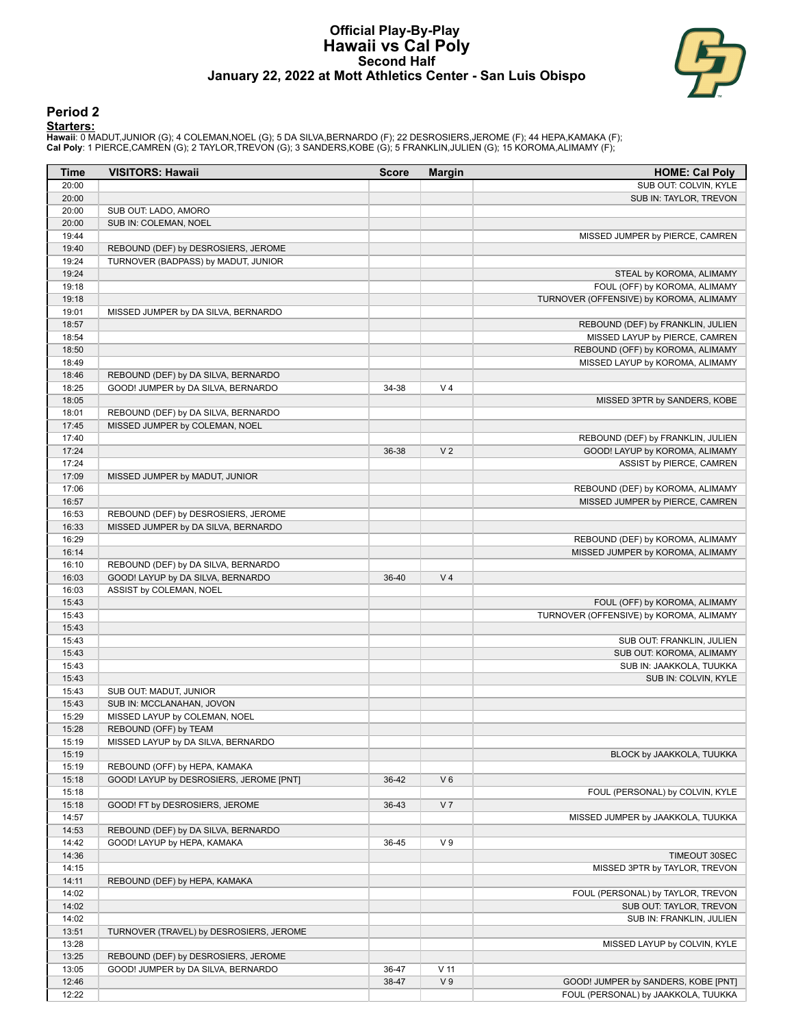# Official Play-By-Play
# Hawaii vs Cal Poly
## Second Half
### January 22, 2022 at Mott Athletics Center - San Luis Obispo

## Period 2

**Starters:**

**Hawaii**: 0 MADUT,JUNIOR (G); 4 COLEMAN,NOEL (G); 5 DA SILVA,BERNARDO (F); 22 DESROSIERS,JEROME (F); 44 HEPA,KAMAKA (F);
**Cal Poly**: 1 PIERCE,CAMREN (G); 2 TAYLOR,TREVON (G); 3 SANDERS,KOBE (G); 5 FRANKLIN,JULIEN (G); 15 KOROMA,ALIMAMY (F);

| Time | VISITORS: Hawaii | Score | Margin | HOME: Cal Poly |
|---|---|---|---|---|
| 20:00 | | | | SUB OUT: COLVIN, KYLE |
| 20:00 | | | | SUB IN: TAYLOR, TREVON |
| 20:00 | SUB OUT: LADO, AMORO | | | |
| 20:00 | SUB IN: COLEMAN, NOEL | | | |
| 19:44 | | | | MISSED JUMPER by PIERCE, CAMREN |
| 19:40 | REBOUND (DEF) by DESROSIERS, JEROME | | | |
| 19:24 | TURNOVER (BADPASS) by MADUT, JUNIOR | | | |
| 19:24 | | | | STEAL by KOROMA, ALIMAMY |
| 19:18 | | | | FOUL (OFF) by KOROMA, ALIMAMY |
| 19:18 | | | | TURNOVER (OFFENSIVE) by KOROMA, ALIMAMY |
| 19:01 | MISSED JUMPER by DA SILVA, BERNARDO | | | |
| 18:57 | | | | REBOUND (DEF) by FRANKLIN, JULIEN |
| 18:54 | | | | MISSED LAYUP by PIERCE, CAMREN |
| 18:50 | | | | REBOUND (OFF) by KOROMA, ALIMAMY |
| 18:49 | | | | MISSED LAYUP by KOROMA, ALIMAMY |
| 18:46 | REBOUND (DEF) by DA SILVA, BERNARDO | | | |
| 18:25 | GOOD! JUMPER by DA SILVA, BERNARDO | 34-38 | V 4 | |
| 18:05 | | | | MISSED 3PTR by SANDERS, KOBE |
| 18:01 | REBOUND (DEF) by DA SILVA, BERNARDO | | | |
| 17:45 | MISSED JUMPER by COLEMAN, NOEL | | | |
| 17:40 | | | | REBOUND (DEF) by FRANKLIN, JULIEN |
| 17:24 | | 36-38 | V 2 | GOOD! LAYUP by KOROMA, ALIMAMY |
| 17:24 | | | | ASSIST by PIERCE, CAMREN |
| 17:09 | MISSED JUMPER by MADUT, JUNIOR | | | |
| 17:06 | | | | REBOUND (DEF) by KOROMA, ALIMAMY |
| 16:57 | | | | MISSED JUMPER by PIERCE, CAMREN |
| 16:53 | REBOUND (DEF) by DESROSIERS, JEROME | | | |
| 16:33 | MISSED JUMPER by DA SILVA, BERNARDO | | | |
| 16:29 | | | | REBOUND (DEF) by KOROMA, ALIMAMY |
| 16:14 | | | | MISSED JUMPER by KOROMA, ALIMAMY |
| 16:10 | REBOUND (DEF) by DA SILVA, BERNARDO | | | |
| 16:03 | GOOD! LAYUP by DA SILVA, BERNARDO | 36-40 | V 4 | |
| 16:03 | ASSIST by COLEMAN, NOEL | | | |
| 15:43 | | | | FOUL (OFF) by KOROMA, ALIMAMY |
| 15:43 | | | | TURNOVER (OFFENSIVE) by KOROMA, ALIMAMY |
| 15:43 | | | | |
| 15:43 | | | | SUB OUT: FRANKLIN, JULIEN |
| 15:43 | | | | SUB OUT: KOROMA, ALIMAMY |
| 15:43 | | | | SUB IN: JAAKKOLA, TUUKKA |
| 15:43 | | | | SUB IN: COLVIN, KYLE |
| 15:43 | SUB OUT: MADUT, JUNIOR | | | |
| 15:43 | SUB IN: MCCLANAHAN, JOVON | | | |
| 15:29 | MISSED LAYUP by COLEMAN, NOEL | | | |
| 15:28 | REBOUND (OFF) by TEAM | | | |
| 15:19 | MISSED LAYUP by DA SILVA, BERNARDO | | | |
| 15:19 | | | | BLOCK by JAAKKOLA, TUUKKA |
| 15:19 | REBOUND (OFF) by HEPA, KAMAKA | | | |
| 15:18 | GOOD! LAYUP by DESROSIERS, JEROME [PNT] | 36-42 | V 6 | |
| 15:18 | | | | FOUL (PERSONAL) by COLVIN, KYLE |
| 15:18 | GOOD! FT by DESROSIERS, JEROME | 36-43 | V 7 | |
| 14:57 | | | | MISSED JUMPER by JAAKKOLA, TUUKKA |
| 14:53 | REBOUND (DEF) by DA SILVA, BERNARDO | | | |
| 14:42 | GOOD! LAYUP by HEPA, KAMAKA | 36-45 | V 9 | |
| 14:36 | | | | TIMEOUT 30SEC |
| 14:15 | | | | MISSED 3PTR by TAYLOR, TREVON |
| 14:11 | REBOUND (DEF) by HEPA, KAMAKA | | | |
| 14:02 | | | | FOUL (PERSONAL) by TAYLOR, TREVON |
| 14:02 | | | | SUB OUT: TAYLOR, TREVON |
| 14:02 | | | | SUB IN: FRANKLIN, JULIEN |
| 13:51 | TURNOVER (TRAVEL) by DESROSIERS, JEROME | | | |
| 13:28 | | | | MISSED LAYUP by COLVIN, KYLE |
| 13:25 | REBOUND (DEF) by DESROSIERS, JEROME | | | |
| 13:05 | GOOD! JUMPER by DA SILVA, BERNARDO | 36-47 | V 11 | |
| 12:46 | | 38-47 | V 9 | GOOD! JUMPER by SANDERS, KOBE [PNT] |
| 12:22 | | | | FOUL (PERSONAL) by JAAKKOLA, TUUKKA |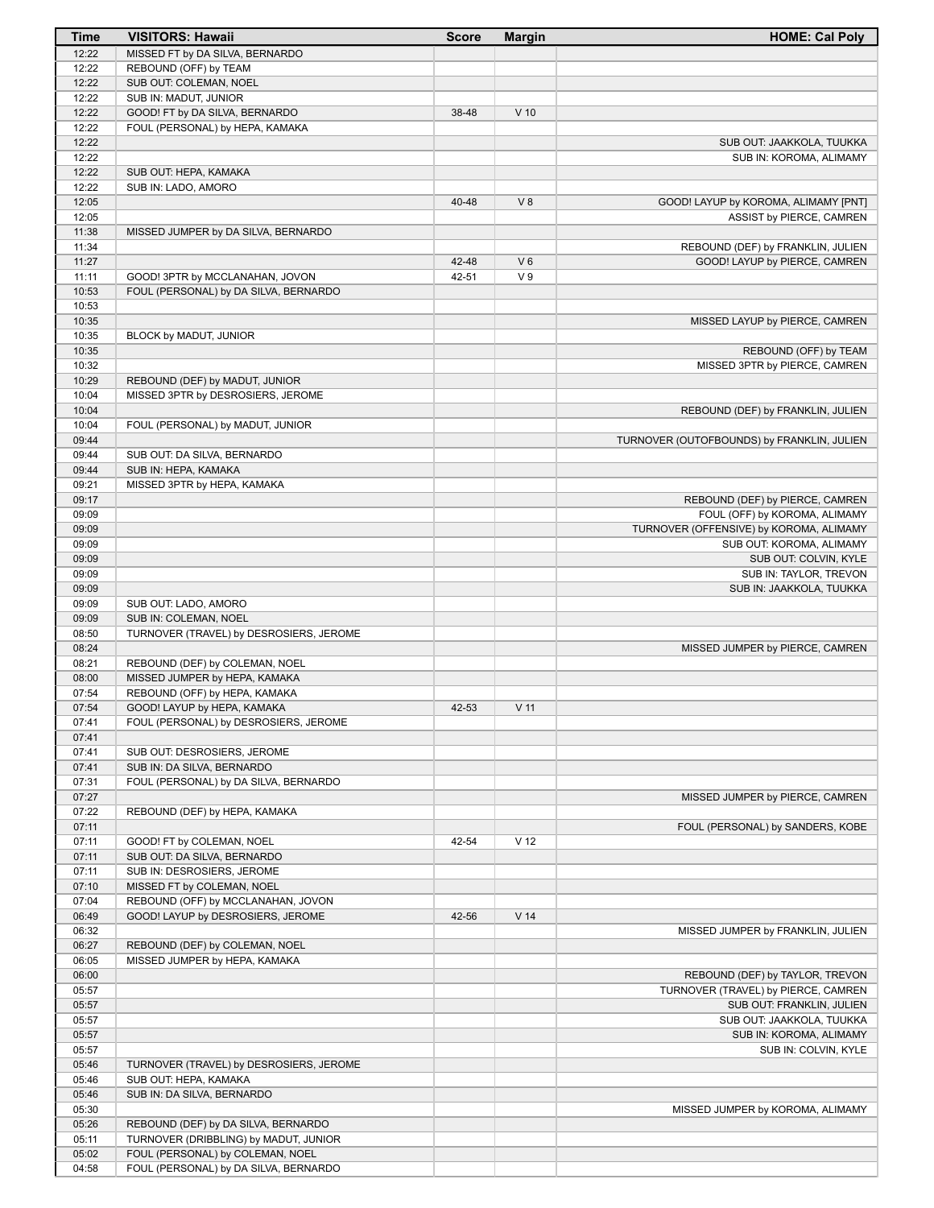| Time | VISITORS: Hawaii | Score | Margin | HOME: Cal Poly |
| --- | --- | --- | --- | --- |
| 12:22 | MISSED FT by DA SILVA, BERNARDO | | | |
| 12:22 | REBOUND (OFF) by TEAM | | | |
| 12:22 | SUB OUT: COLEMAN, NOEL | | | |
| 12:22 | SUB IN: MADUT, JUNIOR | | | |
| 12:22 | GOOD! FT by DA SILVA, BERNARDO | 38-48 | V 10 | |
| 12:22 | FOUL (PERSONAL) by HEPA, KAMAKA | | | |
| 12:22 | | | | SUB OUT: JAAKKOLA, TUUKKA |
| 12:22 | | | | SUB IN: KOROMA, ALIMAMY |
| 12:22 | SUB OUT: HEPA, KAMAKA | | | |
| 12:22 | SUB IN: LADO, AMORO | | | |
| 12:05 | | 40-48 | V 8 | GOOD! LAYUP by KOROMA, ALIMAMY [PNT] |
| 12:05 | | | | ASSIST by PIERCE, CAMREN |
| 11:38 | MISSED JUMPER by DA SILVA, BERNARDO | | | |
| 11:34 | | | | REBOUND (DEF) by FRANKLIN, JULIEN |
| 11:27 | | 42-48 | V 6 | GOOD! LAYUP by PIERCE, CAMREN |
| 11:11 | GOOD! 3PTR by MCCLANAHAN, JOVON | 42-51 | V 9 | |
| 10:53 | FOUL (PERSONAL) by DA SILVA, BERNARDO | | | |
| 10:53 | | | | |
| 10:35 | | | | MISSED LAYUP by PIERCE, CAMREN |
| 10:35 | BLOCK by MADUT, JUNIOR | | | |
| 10:35 | | | | REBOUND (OFF) by TEAM |
| 10:32 | | | | MISSED 3PTR by PIERCE, CAMREN |
| 10:29 | REBOUND (DEF) by MADUT, JUNIOR | | | |
| 10:04 | MISSED 3PTR by DESROSIERS, JEROME | | | |
| 10:04 | | | | REBOUND (DEF) by FRANKLIN, JULIEN |
| 10:04 | FOUL (PERSONAL) by MADUT, JUNIOR | | | |
| 09:44 | | | | TURNOVER (OUTOFBOUNDS) by FRANKLIN, JULIEN |
| 09:44 | SUB OUT: DA SILVA, BERNARDO | | | |
| 09:44 | SUB IN: HEPA, KAMAKA | | | |
| 09:21 | MISSED 3PTR by HEPA, KAMAKA | | | |
| 09:17 | | | | REBOUND (DEF) by PIERCE, CAMREN |
| 09:09 | | | | FOUL (OFF) by KOROMA, ALIMAMY |
| 09:09 | | | | TURNOVER (OFFENSIVE) by KOROMA, ALIMAMY |
| 09:09 | | | | SUB OUT: KOROMA, ALIMAMY |
| 09:09 | | | | SUB OUT: COLVIN, KYLE |
| 09:09 | | | | SUB IN: TAYLOR, TREVON |
| 09:09 | | | | SUB IN: JAAKKOLA, TUUKKA |
| 09:09 | SUB OUT: LADO, AMORO | | | |
| 09:09 | SUB IN: COLEMAN, NOEL | | | |
| 08:50 | TURNOVER (TRAVEL) by DESROSIERS, JEROME | | | |
| 08:24 | | | | MISSED JUMPER by PIERCE, CAMREN |
| 08:21 | REBOUND (DEF) by COLEMAN, NOEL | | | |
| 08:00 | MISSED JUMPER by HEPA, KAMAKA | | | |
| 07:54 | REBOUND (OFF) by HEPA, KAMAKA | | | |
| 07:54 | GOOD! LAYUP by HEPA, KAMAKA | 42-53 | V 11 | |
| 07:41 | FOUL (PERSONAL) by DESROSIERS, JEROME | | | |
| 07:41 | | | | |
| 07:41 | SUB OUT: DESROSIERS, JEROME | | | |
| 07:41 | SUB IN: DA SILVA, BERNARDO | | | |
| 07:31 | FOUL (PERSONAL) by DA SILVA, BERNARDO | | | |
| 07:27 | | | | MISSED JUMPER by PIERCE, CAMREN |
| 07:22 | REBOUND (DEF) by HEPA, KAMAKA | | | |
| 07:11 | | | | FOUL (PERSONAL) by SANDERS, KOBE |
| 07:11 | GOOD! FT by COLEMAN, NOEL | 42-54 | V 12 | |
| 07:11 | SUB OUT: DA SILVA, BERNARDO | | | |
| 07:11 | SUB IN: DESROSIERS, JEROME | | | |
| 07:10 | MISSED FT by COLEMAN, NOEL | | | |
| 07:04 | REBOUND (OFF) by MCCLANAHAN, JOVON | | | |
| 06:49 | GOOD! LAYUP by DESROSIERS, JEROME | 42-56 | V 14 | |
| 06:32 | | | | MISSED JUMPER by FRANKLIN, JULIEN |
| 06:27 | REBOUND (DEF) by COLEMAN, NOEL | | | |
| 06:05 | MISSED JUMPER by HEPA, KAMAKA | | | |
| 06:00 | | | | REBOUND (DEF) by TAYLOR, TREVON |
| 05:57 | | | | TURNOVER (TRAVEL) by PIERCE, CAMREN |
| 05:57 | | | | SUB OUT: FRANKLIN, JULIEN |
| 05:57 | | | | SUB OUT: JAAKKOLA, TUUKKA |
| 05:57 | | | | SUB IN: KOROMA, ALIMAMY |
| 05:57 | | | | SUB IN: COLVIN, KYLE |
| 05:46 | TURNOVER (TRAVEL) by DESROSIERS, JEROME | | | |
| 05:46 | SUB OUT: HEPA, KAMAKA | | | |
| 05:46 | SUB IN: DA SILVA, BERNARDO | | | |
| 05:30 | | | | MISSED JUMPER by KOROMA, ALIMAMY |
| 05:26 | REBOUND (DEF) by DA SILVA, BERNARDO | | | |
| 05:11 | TURNOVER (DRIBBLING) by MADUT, JUNIOR | | | |
| 05:02 | FOUL (PERSONAL) by COLEMAN, NOEL | | | |
| 04:58 | FOUL (PERSONAL) by DA SILVA, BERNARDO | | | |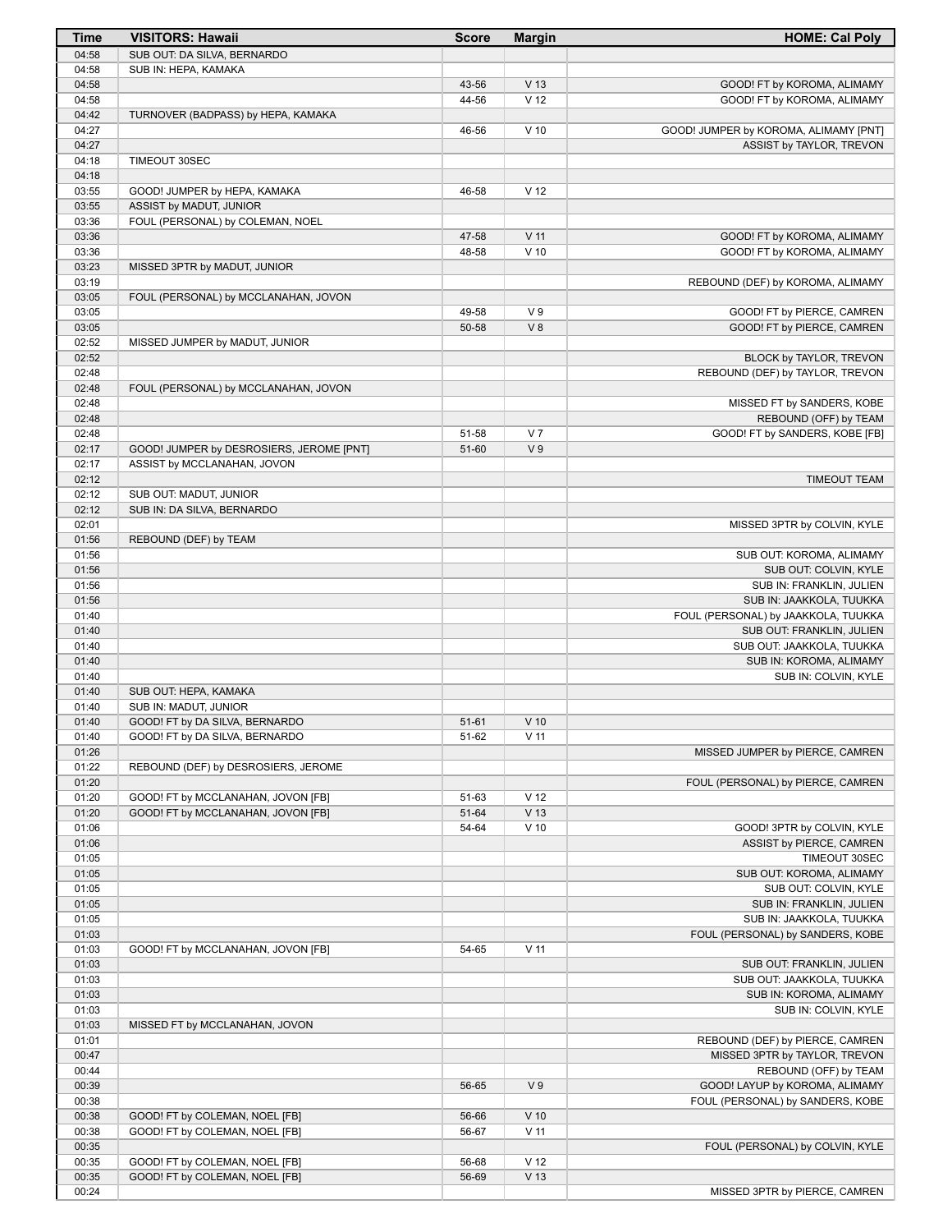| Time | VISITORS: Hawaii | Score | Margin | HOME: Cal Poly |
|---|---|---|---|---|
| 04:58 | SUB OUT: DA SILVA, BERNARDO | | | |
| 04:58 | SUB IN: HEPA, KAMAKA | | | |
| 04:58 | | 43-56 | V 13 | GOOD! FT by KOROMA, ALIMAMY |
| 04:58 | | 44-56 | V 12 | GOOD! FT by KOROMA, ALIMAMY |
| 04:42 | TURNOVER (BADPASS) by HEPA, KAMAKA | | | |
| 04:27 | | 46-56 | V 10 | GOOD! JUMPER by KOROMA, ALIMAMY [PNT] |
| 04:27 | | | | ASSIST by TAYLOR, TREVON |
| 04:18 | TIMEOUT 30SEC | | | |
| 04:18 | | | | |
| 03:55 | GOOD! JUMPER by HEPA, KAMAKA | 46-58 | V 12 | |
| 03:55 | ASSIST by MADUT, JUNIOR | | | |
| 03:36 | FOUL (PERSONAL) by COLEMAN, NOEL | | | |
| 03:36 | | 47-58 | V 11 | GOOD! FT by KOROMA, ALIMAMY |
| 03:36 | | 48-58 | V 10 | GOOD! FT by KOROMA, ALIMAMY |
| 03:23 | MISSED 3PTR by MADUT, JUNIOR | | | |
| 03:19 | | | | REBOUND (DEF) by KOROMA, ALIMAMY |
| 03:05 | FOUL (PERSONAL) by MCCLANAHAN, JOVON | | | |
| 03:05 | | 49-58 | V 9 | GOOD! FT by PIERCE, CAMREN |
| 03:05 | | 50-58 | V 8 | GOOD! FT by PIERCE, CAMREN |
| 02:52 | MISSED JUMPER by MADUT, JUNIOR | | | |
| 02:52 | | | | BLOCK by TAYLOR, TREVON |
| 02:48 | | | | REBOUND (DEF) by TAYLOR, TREVON |
| 02:48 | FOUL (PERSONAL) by MCCLANAHAN, JOVON | | | |
| 02:48 | | | | MISSED FT by SANDERS, KOBE |
| 02:48 | | | | REBOUND (OFF) by TEAM |
| 02:48 | | 51-58 | V 7 | GOOD! FT by SANDERS, KOBE [FB] |
| 02:17 | GOOD! JUMPER by DESROSIERS, JEROME [PNT] | 51-60 | V 9 | |
| 02:17 | ASSIST by MCCLANAHAN, JOVON | | | |
| 02:12 | | | | TIMEOUT TEAM |
| 02:12 | SUB OUT: MADUT, JUNIOR | | | |
| 02:12 | SUB IN: DA SILVA, BERNARDO | | | |
| 02:01 | | | | MISSED 3PTR by COLVIN, KYLE |
| 01:56 | REBOUND (DEF) by TEAM | | | |
| 01:56 | | | | SUB OUT: KOROMA, ALIMAMY |
| 01:56 | | | | SUB OUT: COLVIN, KYLE |
| 01:56 | | | | SUB IN: FRANKLIN, JULIEN |
| 01:56 | | | | SUB IN: JAAKKOLA, TUUKKA |
| 01:40 | | | | FOUL (PERSONAL) by JAAKKOLA, TUUKKA |
| 01:40 | | | | SUB OUT: FRANKLIN, JULIEN |
| 01:40 | | | | SUB OUT: JAAKKOLA, TUUKKA |
| 01:40 | | | | SUB IN: KOROMA, ALIMAMY |
| 01:40 | | | | SUB IN: COLVIN, KYLE |
| 01:40 | SUB OUT: HEPA, KAMAKA | | | |
| 01:40 | SUB IN: MADUT, JUNIOR | | | |
| 01:40 | GOOD! FT by DA SILVA, BERNARDO | 51-61 | V 10 | |
| 01:40 | GOOD! FT by DA SILVA, BERNARDO | 51-62 | V 11 | |
| 01:26 | | | | MISSED JUMPER by PIERCE, CAMREN |
| 01:22 | REBOUND (DEF) by DESROSIERS, JEROME | | | |
| 01:20 | | | | FOUL (PERSONAL) by PIERCE, CAMREN |
| 01:20 | GOOD! FT by MCCLANAHAN, JOVON [FB] | 51-63 | V 12 | |
| 01:20 | GOOD! FT by MCCLANAHAN, JOVON [FB] | 51-64 | V 13 | |
| 01:06 | | 54-64 | V 10 | GOOD! 3PTR by COLVIN, KYLE |
| 01:06 | | | | ASSIST by PIERCE, CAMREN |
| 01:05 | | | | TIMEOUT 30SEC |
| 01:05 | | | | SUB OUT: KOROMA, ALIMAMY |
| 01:05 | | | | SUB OUT: COLVIN, KYLE |
| 01:05 | | | | SUB IN: FRANKLIN, JULIEN |
| 01:05 | | | | SUB IN: JAAKKOLA, TUUKKA |
| 01:03 | | | | FOUL (PERSONAL) by SANDERS, KOBE |
| 01:03 | GOOD! FT by MCCLANAHAN, JOVON [FB] | 54-65 | V 11 | |
| 01:03 | | | | SUB OUT: FRANKLIN, JULIEN |
| 01:03 | | | | SUB OUT: JAAKKOLA, TUUKKA |
| 01:03 | | | | SUB IN: KOROMA, ALIMAMY |
| 01:03 | | | | SUB IN: COLVIN, KYLE |
| 01:03 | MISSED FT by MCCLANAHAN, JOVON | | | |
| 01:01 | | | | REBOUND (DEF) by PIERCE, CAMREN |
| 00:47 | | | | MISSED 3PTR by TAYLOR, TREVON |
| 00:44 | | | | REBOUND (OFF) by TEAM |
| 00:39 | | 56-65 | V 9 | GOOD! LAYUP by KOROMA, ALIMAMY |
| 00:38 | | | | FOUL (PERSONAL) by SANDERS, KOBE |
| 00:38 | GOOD! FT by COLEMAN, NOEL [FB] | 56-66 | V 10 | |
| 00:38 | GOOD! FT by COLEMAN, NOEL [FB] | 56-67 | V 11 | |
| 00:35 | | | | FOUL (PERSONAL) by COLVIN, KYLE |
| 00:35 | GOOD! FT by COLEMAN, NOEL [FB] | 56-68 | V 12 | |
| 00:35 | GOOD! FT by COLEMAN, NOEL [FB] | 56-69 | V 13 | |
| 00:24 | | | | MISSED 3PTR by PIERCE, CAMREN |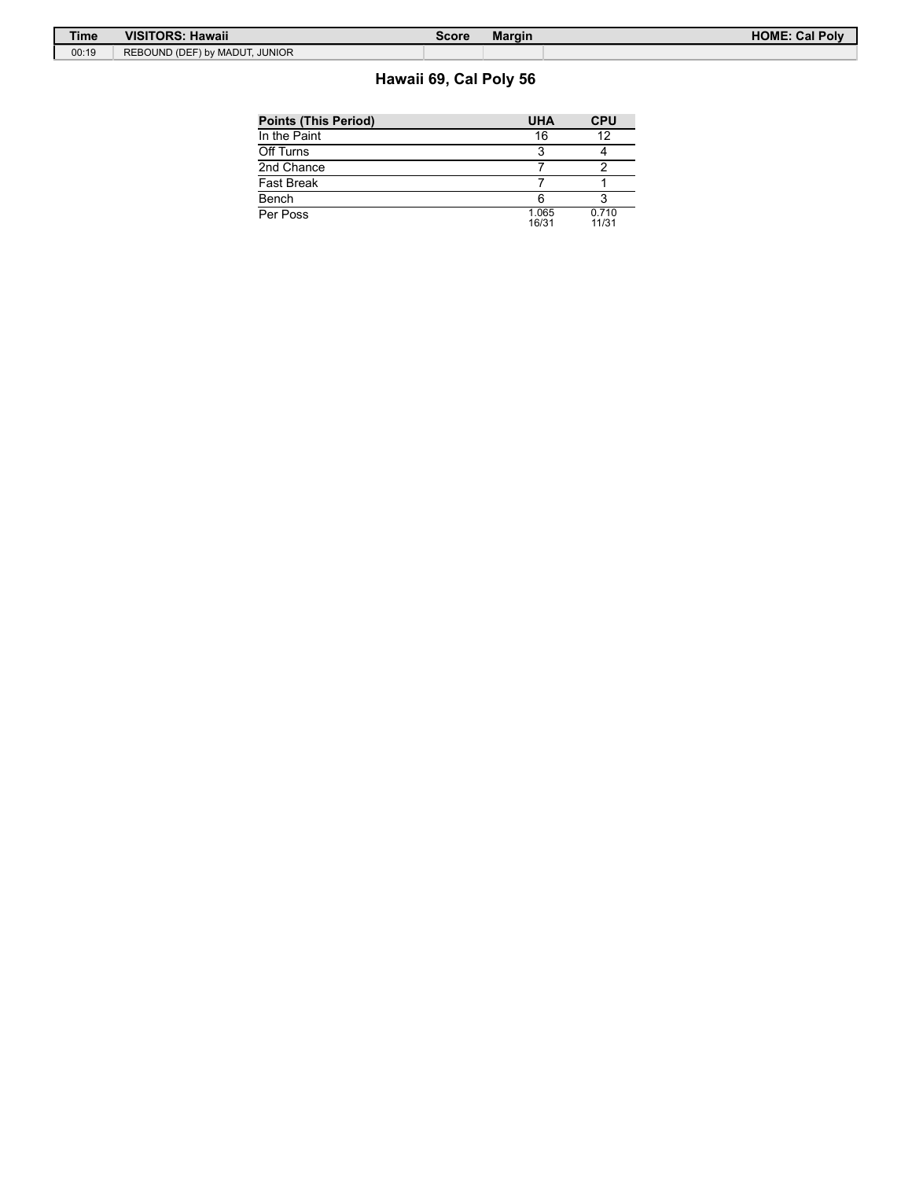| Time | VISITORS: Hawaii | Score | Margin | HOME: Cal Poly |
| --- | --- | --- | --- | --- |
| 00:19 | REBOUND (DEF) by MADUT, JUNIOR | | | |

## Hawaii 69, Cal Poly 56

| Points (This Period) | UHA | CPU |
| --- | --- | --- |
| In the Paint | 16 | 12 |
| Off Turns | 3 | 4 |
| 2nd Chance | 7 | 2 |
| Fast Break | 7 | 1 |
| Bench | 6 | 3 |
| Per Poss | 1.065 16/31 | 0.710 11/31 |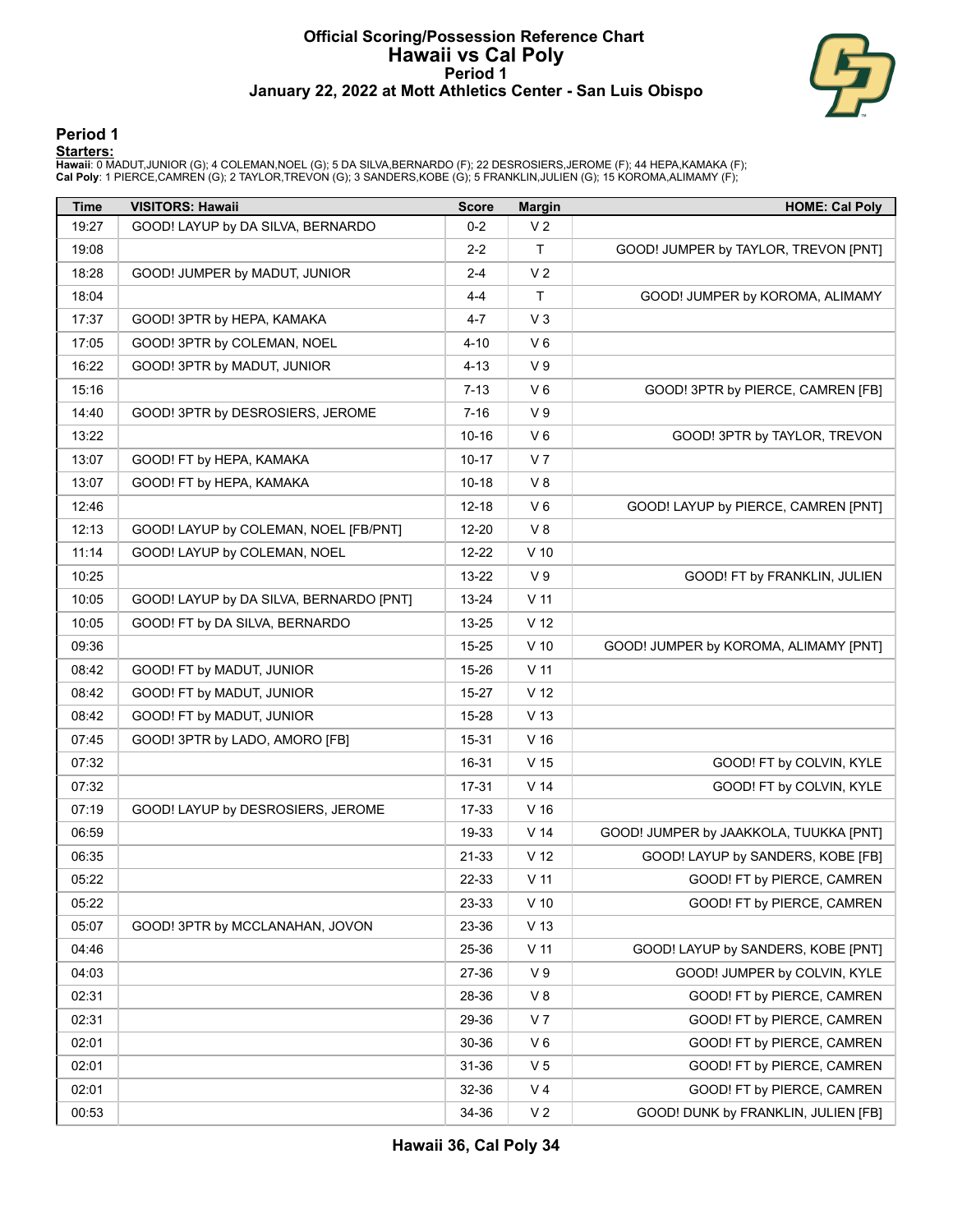# Official Scoring/Possession Reference Chart
## Hawaii vs Cal Poly
### Period 1
### January 22, 2022 at Mott Athletics Center - San Luis Obispo

## Period 1

**Starters:**

**Hawaii**: 0 MADUT,JUNIOR (G); 4 COLEMAN,NOEL (G); 5 DA SILVA,BERNARDO (F); 22 DESROSIERS,JEROME (F); 44 HEPA,KAMAKA (F);
**Cal Poly**: 1 PIERCE,CAMREN (G); 2 TAYLOR,TREVON (G); 3 SANDERS,KOBE (G); 5 FRANKLIN,JULIEN (G); 15 KOROMA,ALIMAMY (F);

| Time | VISITORS: Hawaii | Score | Margin | HOME: Cal Poly |
|---|---|---|---|---|
| 19:27 | GOOD! LAYUP by DA SILVA, BERNARDO | 0-2 | V 2 | |
| 19:08 | | 2-2 | T | GOOD! JUMPER by TAYLOR, TREVON [PNT] |
| 18:28 | GOOD! JUMPER by MADUT, JUNIOR | 2-4 | V 2 | |
| 18:04 | | 4-4 | T | GOOD! JUMPER by KOROMA, ALIMAMY |
| 17:37 | GOOD! 3PTR by HEPA, KAMAKA | 4-7 | V 3 | |
| 17:05 | GOOD! 3PTR by COLEMAN, NOEL | 4-10 | V 6 | |
| 16:22 | GOOD! 3PTR by MADUT, JUNIOR | 4-13 | V 9 | |
| 15:16 | | 7-13 | V 6 | GOOD! 3PTR by PIERCE, CAMREN [FB] |
| 14:40 | GOOD! 3PTR by DESROSIERS, JEROME | 7-16 | V 9 | |
| 13:22 | | 10-16 | V 6 | GOOD! 3PTR by TAYLOR, TREVON |
| 13:07 | GOOD! FT by HEPA, KAMAKA | 10-17 | V 7 | |
| 13:07 | GOOD! FT by HEPA, KAMAKA | 10-18 | V 8 | |
| 12:46 | | 12-18 | V 6 | GOOD! LAYUP by PIERCE, CAMREN [PNT] |
| 12:13 | GOOD! LAYUP by COLEMAN, NOEL [FB/PNT] | 12-20 | V 8 | |
| 11:14 | GOOD! LAYUP by COLEMAN, NOEL | 12-22 | V 10 | |
| 10:25 | | 13-22 | V 9 | GOOD! FT by FRANKLIN, JULIEN |
| 10:05 | GOOD! LAYUP by DA SILVA, BERNARDO [PNT] | 13-24 | V 11 | |
| 10:05 | GOOD! FT by DA SILVA, BERNARDO | 13-25 | V 12 | |
| 09:36 | | 15-25 | V 10 | GOOD! JUMPER by KOROMA, ALIMAMY [PNT] |
| 08:42 | GOOD! FT by MADUT, JUNIOR | 15-26 | V 11 | |
| 08:42 | GOOD! FT by MADUT, JUNIOR | 15-27 | V 12 | |
| 08:42 | GOOD! FT by MADUT, JUNIOR | 15-28 | V 13 | |
| 07:45 | GOOD! 3PTR by LADO, AMORO [FB] | 15-31 | V 16 | |
| 07:32 | | 16-31 | V 15 | GOOD! FT by COLVIN, KYLE |
| 07:32 | | 17-31 | V 14 | GOOD! FT by COLVIN, KYLE |
| 07:19 | GOOD! LAYUP by DESROSIERS, JEROME | 17-33 | V 16 | |
| 06:59 | | 19-33 | V 14 | GOOD! JUMPER by JAAKKOLA, TUUKKA [PNT] |
| 06:35 | | 21-33 | V 12 | GOOD! LAYUP by SANDERS, KOBE [FB] |
| 05:22 | | 22-33 | V 11 | GOOD! FT by PIERCE, CAMREN |
| 05:22 | | 23-33 | V 10 | GOOD! FT by PIERCE, CAMREN |
| 05:07 | GOOD! 3PTR by MCCLANAHAN, JOVON | 23-36 | V 13 | |
| 04:46 | | 25-36 | V 11 | GOOD! LAYUP by SANDERS, KOBE [PNT] |
| 04:03 | | 27-36 | V 9 | GOOD! JUMPER by COLVIN, KYLE |
| 02:31 | | 28-36 | V 8 | GOOD! FT by PIERCE, CAMREN |
| 02:31 | | 29-36 | V 7 | GOOD! FT by PIERCE, CAMREN |
| 02:01 | | 30-36 | V 6 | GOOD! FT by PIERCE, CAMREN |
| 02:01 | | 31-36 | V 5 | GOOD! FT by PIERCE, CAMREN |
| 02:01 | | 32-36 | V 4 | GOOD! FT by PIERCE, CAMREN |
| 00:53 | | 34-36 | V 2 | GOOD! DUNK by FRANKLIN, JULIEN [FB] |

**Hawaii 36, Cal Poly 34**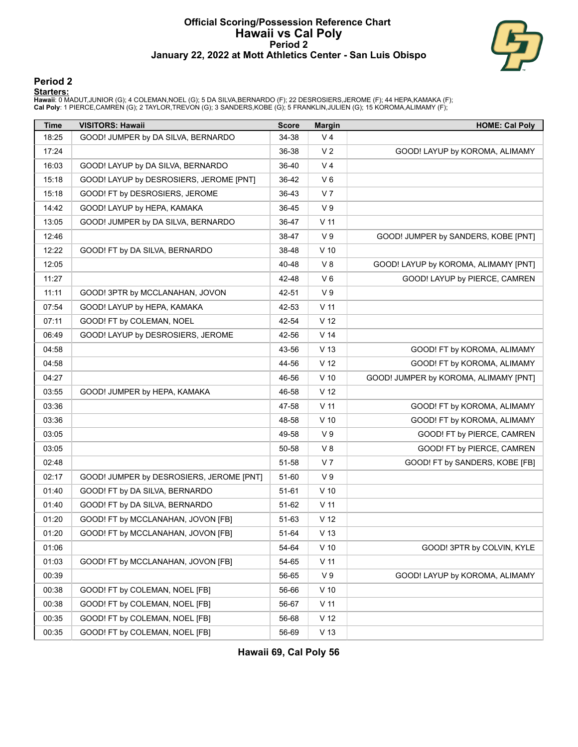# Official Scoring/Possession Reference Chart
# Hawaii vs Cal Poly
## Period 2
### January 22, 2022 at Mott Athletics Center - San Luis Obispo

## Period 2

**Starters:**

**Hawaii**: 0 MADUT,JUNIOR (G); 4 COLEMAN,NOEL (G); 5 DA SILVA,BERNARDO (F); 22 DESROSIERS,JEROME (F); 44 HEPA,KAMAKA (F);
**Cal Poly**: 1 PIERCE,CAMREN (G); 2 TAYLOR,TREVON (G); 3 SANDERS,KOBE (G); 5 FRANKLIN,JULIEN (G); 15 KOROMA,ALIMAMY (F);

| Time | VISITORS: Hawaii | Score | Margin | HOME: Cal Poly |
|---|---|---|---|---|
| 18:25 | GOOD! JUMPER by DA SILVA, BERNARDO | 34-38 | V 4 | |
| 17:24 | | 36-38 | V 2 | GOOD! LAYUP by KOROMA, ALIMAMY |
| 16:03 | GOOD! LAYUP by DA SILVA, BERNARDO | 36-40 | V 4 | |
| 15:18 | GOOD! LAYUP by DESROSIERS, JEROME [PNT] | 36-42 | V 6 | |
| 15:18 | GOOD! FT by DESROSIERS, JEROME | 36-43 | V 7 | |
| 14:42 | GOOD! LAYUP by HEPA, KAMAKA | 36-45 | V 9 | |
| 13:05 | GOOD! JUMPER by DA SILVA, BERNARDO | 36-47 | V 11 | |
| 12:46 | | 38-47 | V 9 | GOOD! JUMPER by SANDERS, KOBE [PNT] |
| 12:22 | GOOD! FT by DA SILVA, BERNARDO | 38-48 | V 10 | |
| 12:05 | | 40-48 | V 8 | GOOD! LAYUP by KOROMA, ALIMAMY [PNT] |
| 11:27 | | 42-48 | V 6 | GOOD! LAYUP by PIERCE, CAMREN |
| 11:11 | GOOD! 3PTR by MCCLANAHAN, JOVON | 42-51 | V 9 | |
| 07:54 | GOOD! LAYUP by HEPA, KAMAKA | 42-53 | V 11 | |
| 07:11 | GOOD! FT by COLEMAN, NOEL | 42-54 | V 12 | |
| 06:49 | GOOD! LAYUP by DESROSIERS, JEROME | 42-56 | V 14 | |
| 04:58 | | 43-56 | V 13 | GOOD! FT by KOROMA, ALIMAMY |
| 04:58 | | 44-56 | V 12 | GOOD! FT by KOROMA, ALIMAMY |
| 04:27 | | 46-56 | V 10 | GOOD! JUMPER by KOROMA, ALIMAMY [PNT] |
| 03:55 | GOOD! JUMPER by HEPA, KAMAKA | 46-58 | V 12 | |
| 03:36 | | 47-58 | V 11 | GOOD! FT by KOROMA, ALIMAMY |
| 03:36 | | 48-58 | V 10 | GOOD! FT by KOROMA, ALIMAMY |
| 03:05 | | 49-58 | V 9 | GOOD! FT by PIERCE, CAMREN |
| 03:05 | | 50-58 | V 8 | GOOD! FT by PIERCE, CAMREN |
| 02:48 | | 51-58 | V 7 | GOOD! FT by SANDERS, KOBE [FB] |
| 02:17 | GOOD! JUMPER by DESROSIERS, JEROME [PNT] | 51-60 | V 9 | |
| 01:40 | GOOD! FT by DA SILVA, BERNARDO | 51-61 | V 10 | |
| 01:40 | GOOD! FT by DA SILVA, BERNARDO | 51-62 | V 11 | |
| 01:20 | GOOD! FT by MCCLANAHAN, JOVON [FB] | 51-63 | V 12 | |
| 01:20 | GOOD! FT by MCCLANAHAN, JOVON [FB] | 51-64 | V 13 | |
| 01:06 | | 54-64 | V 10 | GOOD! 3PTR by COLVIN, KYLE |
| 01:03 | GOOD! FT by MCCLANAHAN, JOVON [FB] | 54-65 | V 11 | |
| 00:39 | | 56-65 | V 9 | GOOD! LAYUP by KOROMA, ALIMAMY |
| 00:38 | GOOD! FT by COLEMAN, NOEL [FB] | 56-66 | V 10 | |
| 00:38 | GOOD! FT by COLEMAN, NOEL [FB] | 56-67 | V 11 | |
| 00:35 | GOOD! FT by COLEMAN, NOEL [FB] | 56-68 | V 12 | |
| 00:35 | GOOD! FT by COLEMAN, NOEL [FB] | 56-69 | V 13 | |

**Hawaii 69, Cal Poly 56**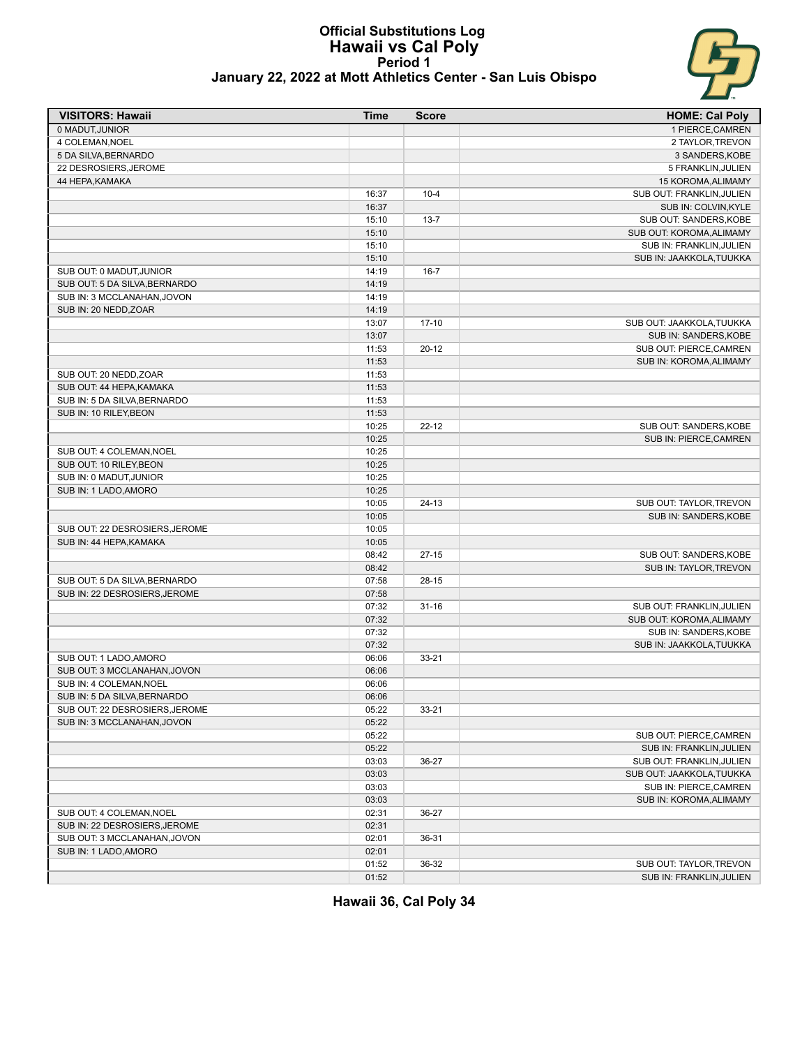# Official Substitutions Log
## Hawaii vs Cal Poly
### Period 1
### January 22, 2022 at Mott Athletics Center - San Luis Obispo

| VISITORS: Hawaii | Time | Score | HOME: Cal Poly |
|---|---|---|---|
| 0 MADUT,JUNIOR | | | 1 PIERCE,CAMREN |
| 4 COLEMAN,NOEL | | | 2 TAYLOR,TREVON |
| 5 DA SILVA,BERNARDO | | | 3 SANDERS,KOBE |
| 22 DESROSIERS,JEROME | | | 5 FRANKLIN,JULIEN |
| 44 HEPA,KAMAKA | | | 15 KOROMA,ALIMAMY |
| | 16:37 | 10-4 | SUB OUT: FRANKLIN,JULIEN |
| | 16:37 | | SUB IN: COLVIN,KYLE |
| | 15:10 | 13-7 | SUB OUT: SANDERS,KOBE |
| | 15:10 | | SUB OUT: KOROMA,ALIMAMY |
| | 15:10 | | SUB IN: FRANKLIN,JULIEN |
| | 15:10 | | SUB IN: JAAKKOLA,TUUKKA |
| SUB OUT: 0 MADUT,JUNIOR | 14:19 | 16-7 | |
| SUB OUT: 5 DA SILVA,BERNARDO | 14:19 | | |
| SUB IN: 3 MCCLANAHAN,JOVON | 14:19 | | |
| SUB IN: 20 NEDD,ZOAR | 14:19 | | |
| | 13:07 | 17-10 | SUB OUT: JAAKKOLA,TUUKKA |
| | 13:07 | | SUB IN: SANDERS,KOBE |
| | 11:53 | 20-12 | SUB OUT: PIERCE,CAMREN |
| | 11:53 | | SUB IN: KOROMA,ALIMAMY |
| SUB OUT: 20 NEDD,ZOAR | 11:53 | | |
| SUB OUT: 44 HEPA,KAMAKA | 11:53 | | |
| SUB IN: 5 DA SILVA,BERNARDO | 11:53 | | |
| SUB IN: 10 RILEY,BEON | 11:53 | | |
| | 10:25 | 22-12 | SUB OUT: SANDERS,KOBE |
| | 10:25 | | SUB IN: PIERCE,CAMREN |
| SUB OUT: 4 COLEMAN,NOEL | 10:25 | | |
| SUB OUT: 10 RILEY,BEON | 10:25 | | |
| SUB IN: 0 MADUT,JUNIOR | 10:25 | | |
| SUB IN: 1 LADO,AMORO | 10:25 | | |
| | 10:05 | 24-13 | SUB OUT: TAYLOR,TREVON |
| | 10:05 | | SUB IN: SANDERS,KOBE |
| SUB OUT: 22 DESROSIERS,JEROME | 10:05 | | |
| SUB IN: 44 HEPA,KAMAKA | 10:05 | | |
| | 08:42 | 27-15 | SUB OUT: SANDERS,KOBE |
| | 08:42 | | SUB IN: TAYLOR,TREVON |
| SUB OUT: 5 DA SILVA,BERNARDO | 07:58 | 28-15 | |
| SUB IN: 22 DESROSIERS,JEROME | 07:58 | | |
| | 07:32 | 31-16 | SUB OUT: FRANKLIN,JULIEN |
| | 07:32 | | SUB OUT: KOROMA,ALIMAMY |
| | 07:32 | | SUB IN: SANDERS,KOBE |
| | 07:32 | | SUB IN: JAAKKOLA,TUUKKA |
| SUB OUT: 1 LADO,AMORO | 06:06 | 33-21 | |
| SUB OUT: 3 MCCLANAHAN,JOVON | 06:06 | | |
| SUB IN: 4 COLEMAN,NOEL | 06:06 | | |
| SUB IN: 5 DA SILVA,BERNARDO | 06:06 | | |
| SUB OUT: 22 DESROSIERS,JEROME | 05:22 | 33-21 | |
| SUB IN: 3 MCCLANAHAN,JOVON | 05:22 | | |
| | 05:22 | | SUB OUT: PIERCE,CAMREN |
| | 05:22 | | SUB IN: FRANKLIN,JULIEN |
| | 03:03 | 36-27 | SUB OUT: FRANKLIN,JULIEN |
| | 03:03 | | SUB OUT: JAAKKOLA,TUUKKA |
| | 03:03 | | SUB IN: PIERCE,CAMREN |
| | 03:03 | | SUB IN: KOROMA,ALIMAMY |
| SUB OUT: 4 COLEMAN,NOEL | 02:31 | 36-27 | |
| SUB IN: 22 DESROSIERS,JEROME | 02:31 | | |
| SUB OUT: 3 MCCLANAHAN,JOVON | 02:01 | 36-31 | |
| SUB IN: 1 LADO,AMORO | 02:01 | | |
| | 01:52 | 36-32 | SUB OUT: TAYLOR,TREVON |
| | 01:52 | | SUB IN: FRANKLIN,JULIEN |

**Hawaii 36, Cal Poly 34**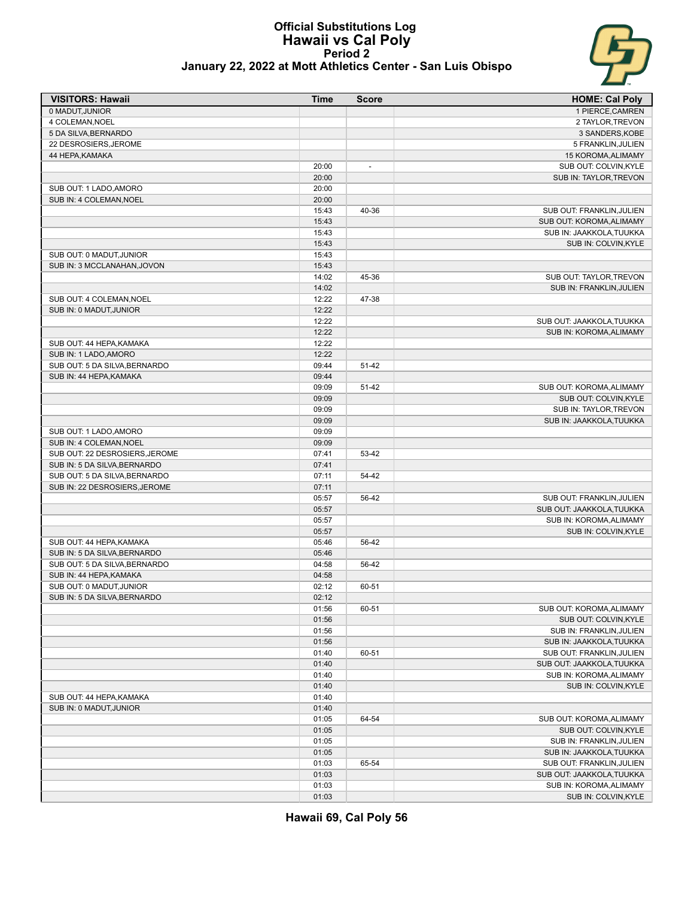# Official Substitutions Log
## Hawaii vs Cal Poly
### Period 2
### January 22, 2022 at Mott Athletics Center - San Luis Obispo

| VISITORS: Hawaii | Time | Score | HOME: Cal Poly |
|---|---|---|---|
| 0 MADUT,JUNIOR | | | 1 PIERCE,CAMREN |
| 4 COLEMAN,NOEL | | | 2 TAYLOR,TREVON |
| 5 DA SILVA,BERNARDO | | | 3 SANDERS,KOBE |
| 22 DESROSIERS,JEROME | | | 5 FRANKLIN,JULIEN |
| 44 HEPA,KAMAKA | | | 15 KOROMA,ALIMAMY |
| | 20:00 | - | SUB OUT: COLVIN,KYLE |
| | 20:00 | | SUB IN: TAYLOR,TREVON |
| SUB OUT: 1 LADO,AMORO | 20:00 | | |
| SUB IN: 4 COLEMAN,NOEL | 20:00 | | |
| | 15:43 | 40-36 | SUB OUT: FRANKLIN,JULIEN |
| | 15:43 | | SUB OUT: KOROMA,ALIMAMY |
| | 15:43 | | SUB IN: JAAKKOLA,TUUKKA |
| | 15:43 | | SUB IN: COLVIN,KYLE |
| SUB OUT: 0 MADUT,JUNIOR | 15:43 | | |
| SUB IN: 3 MCCLANAHAN,JOVON | 15:43 | | |
| | 14:02 | 45-36 | SUB OUT: TAYLOR,TREVON |
| | 14:02 | | SUB IN: FRANKLIN,JULIEN |
| SUB OUT: 4 COLEMAN,NOEL | 12:22 | 47-38 | |
| SUB IN: 0 MADUT,JUNIOR | 12:22 | | |
| | 12:22 | | SUB OUT: JAAKKOLA,TUUKKA |
| | 12:22 | | SUB IN: KOROMA,ALIMAMY |
| SUB OUT: 44 HEPA,KAMAKA | 12:22 | | |
| SUB IN: 1 LADO,AMORO | 12:22 | | |
| SUB OUT: 5 DA SILVA,BERNARDO | 09:44 | 51-42 | |
| SUB IN: 44 HEPA,KAMAKA | 09:44 | | |
| | 09:09 | 51-42 | SUB OUT: KOROMA,ALIMAMY |
| | 09:09 | | SUB OUT: COLVIN,KYLE |
| | 09:09 | | SUB IN: TAYLOR,TREVON |
| | 09:09 | | SUB IN: JAAKKOLA,TUUKKA |
| SUB OUT: 1 LADO,AMORO | 09:09 | | |
| SUB IN: 4 COLEMAN,NOEL | 09:09 | | |
| SUB OUT: 22 DESROSIERS,JEROME | 07:41 | 53-42 | |
| SUB IN: 5 DA SILVA,BERNARDO | 07:41 | | |
| SUB OUT: 5 DA SILVA,BERNARDO | 07:11 | 54-42 | |
| SUB IN: 22 DESROSIERS,JEROME | 07:11 | | |
| | 05:57 | 56-42 | SUB OUT: FRANKLIN,JULIEN |
| | 05:57 | | SUB OUT: JAAKKOLA,TUUKKA |
| | 05:57 | | SUB IN: KOROMA,ALIMAMY |
| | 05:57 | | SUB IN: COLVIN,KYLE |
| SUB OUT: 44 HEPA,KAMAKA | 05:46 | 56-42 | |
| SUB IN: 5 DA SILVA,BERNARDO | 05:46 | | |
| SUB OUT: 5 DA SILVA,BERNARDO | 04:58 | 56-42 | |
| SUB IN: 44 HEPA,KAMAKA | 04:58 | | |
| SUB OUT: 0 MADUT,JUNIOR | 02:12 | 60-51 | |
| SUB IN: 5 DA SILVA,BERNARDO | 02:12 | | |
| | 01:56 | 60-51 | SUB OUT: KOROMA,ALIMAMY |
| | 01:56 | | SUB OUT: COLVIN,KYLE |
| | 01:56 | | SUB IN: FRANKLIN,JULIEN |
| | 01:56 | | SUB IN: JAAKKOLA,TUUKKA |
| | 01:40 | 60-51 | SUB OUT: FRANKLIN,JULIEN |
| | 01:40 | | SUB OUT: JAAKKOLA,TUUKKA |
| | 01:40 | | SUB IN: KOROMA,ALIMAMY |
| | 01:40 | | SUB IN: COLVIN,KYLE |
| SUB OUT: 44 HEPA,KAMAKA | 01:40 | | |
| SUB IN: 0 MADUT,JUNIOR | 01:40 | | |
| | 01:05 | 64-54 | SUB OUT: KOROMA,ALIMAMY |
| | 01:05 | | SUB OUT: COLVIN,KYLE |
| | 01:05 | | SUB IN: FRANKLIN,JULIEN |
| | 01:05 | | SUB IN: JAAKKOLA,TUUKKA |
| | 01:03 | 65-54 | SUB OUT: FRANKLIN,JULIEN |
| | 01:03 | | SUB OUT: JAAKKOLA,TUUKKA |
| | 01:03 | | SUB IN: KOROMA,ALIMAMY |
| | 01:03 | | SUB IN: COLVIN,KYLE |

**Hawaii 69, Cal Poly 56**